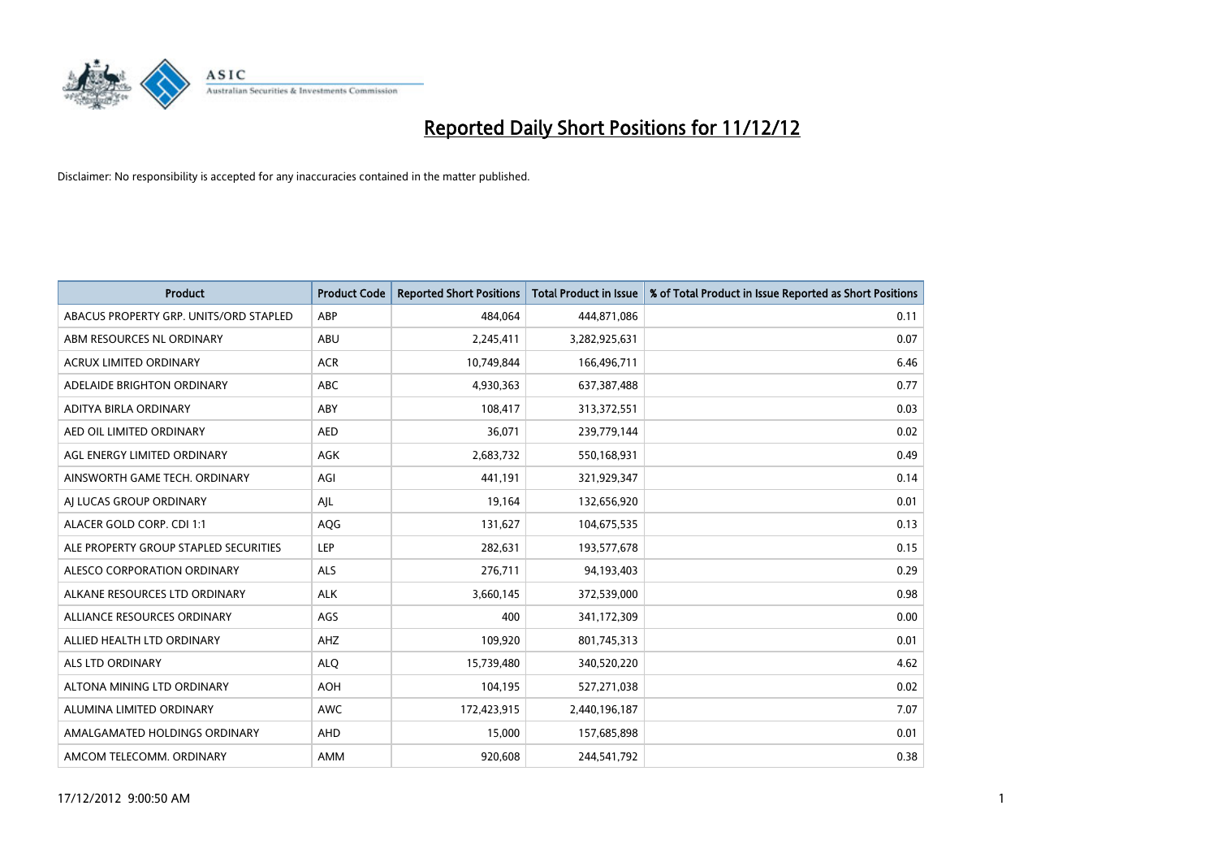# Reported Daily Short Positions for 11/12/12

Disclaimer: No responsibility is accepted for any inaccuracies contained in the matter published.

| Product | Product Code | Reported Short Positions | Total Product in Issue | % of Total Product in Issue Reported as Short Positions |
|---|---|---|---|---|
| ABACUS PROPERTY GRP. UNITS/ORD STAPLED | ABP | 484,064 | 444,871,086 | 0.11 |
| ABM RESOURCES NL ORDINARY | ABU | 2,245,411 | 3,282,925,631 | 0.07 |
| ACRUX LIMITED ORDINARY | ACR | 10,749,844 | 166,496,711 | 6.46 |
| ADELAIDE BRIGHTON ORDINARY | ABC | 4,930,363 | 637,387,488 | 0.77 |
| ADITYA BIRLA ORDINARY | ABY | 108,417 | 313,372,551 | 0.03 |
| AED OIL LIMITED ORDINARY | AED | 36,071 | 239,779,144 | 0.02 |
| AGL ENERGY LIMITED ORDINARY | AGK | 2,683,732 | 550,168,931 | 0.49 |
| AINSWORTH GAME TECH. ORDINARY | AGI | 441,191 | 321,929,347 | 0.14 |
| AJ LUCAS GROUP ORDINARY | AJL | 19,164 | 132,656,920 | 0.01 |
| ALACER GOLD CORP. CDI 1:1 | AQG | 131,627 | 104,675,535 | 0.13 |
| ALE PROPERTY GROUP STAPLED SECURITIES | LEP | 282,631 | 193,577,678 | 0.15 |
| ALESCO CORPORATION ORDINARY | ALS | 276,711 | 94,193,403 | 0.29 |
| ALKANE RESOURCES LTD ORDINARY | ALK | 3,660,145 | 372,539,000 | 0.98 |
| ALLIANCE RESOURCES ORDINARY | AGS | 400 | 341,172,309 | 0.00 |
| ALLIED HEALTH LTD ORDINARY | AHZ | 109,920 | 801,745,313 | 0.01 |
| ALS LTD ORDINARY | ALQ | 15,739,480 | 340,520,220 | 4.62 |
| ALTONA MINING LTD ORDINARY | AOH | 104,195 | 527,271,038 | 0.02 |
| ALUMINA LIMITED ORDINARY | AWC | 172,423,915 | 2,440,196,187 | 7.07 |
| AMALGAMATED HOLDINGS ORDINARY | AHD | 15,000 | 157,685,898 | 0.01 |
| AMCOM TELECOMM. ORDINARY | AMM | 920,608 | 244,541,792 | 0.38 |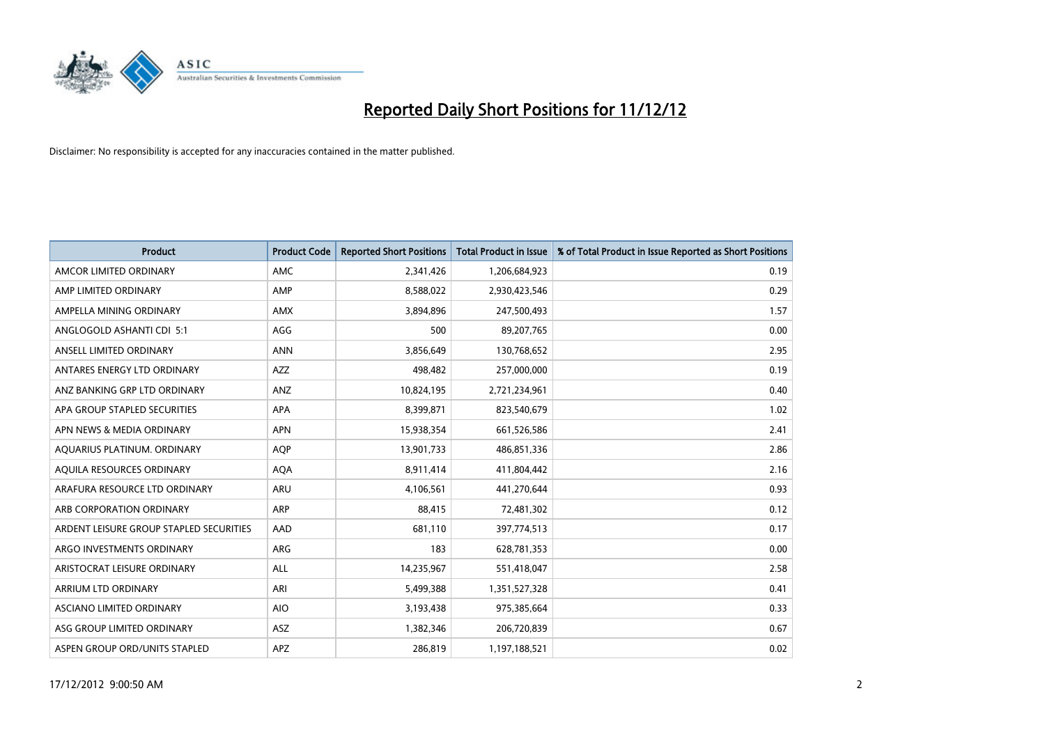# Reported Daily Short Positions for 11/12/12

Disclaimer: No responsibility is accepted for any inaccuracies contained in the matter published.

| Product | Product Code | Reported Short Positions | Total Product in Issue | % of Total Product in Issue Reported as Short Positions |
|---|---|---|---|---|
| AMCOR LIMITED ORDINARY | AMC | 2,341,426 | 1,206,684,923 | 0.19 |
| AMP LIMITED ORDINARY | AMP | 8,588,022 | 2,930,423,546 | 0.29 |
| AMPELLA MINING ORDINARY | AMX | 3,894,896 | 247,500,493 | 1.57 |
| ANGLOGOLD ASHANTI CDI 5:1 | AGG | 500 | 89,207,765 | 0.00 |
| ANSELL LIMITED ORDINARY | ANN | 3,856,649 | 130,768,652 | 2.95 |
| ANTARES ENERGY LTD ORDINARY | AZZ | 498,482 | 257,000,000 | 0.19 |
| ANZ BANKING GRP LTD ORDINARY | ANZ | 10,824,195 | 2,721,234,961 | 0.40 |
| APA GROUP STAPLED SECURITIES | APA | 8,399,871 | 823,540,679 | 1.02 |
| APN NEWS & MEDIA ORDINARY | APN | 15,938,354 | 661,526,586 | 2.41 |
| AQUARIUS PLATINUM. ORDINARY | AQP | 13,901,733 | 486,851,336 | 2.86 |
| AQUILA RESOURCES ORDINARY | AQA | 8,911,414 | 411,804,442 | 2.16 |
| ARAFURA RESOURCE LTD ORDINARY | ARU | 4,106,561 | 441,270,644 | 0.93 |
| ARB CORPORATION ORDINARY | ARP | 88,415 | 72,481,302 | 0.12 |
| ARDENT LEISURE GROUP STAPLED SECURITIES | AAD | 681,110 | 397,774,513 | 0.17 |
| ARGO INVESTMENTS ORDINARY | ARG | 183 | 628,781,353 | 0.00 |
| ARISTOCRAT LEISURE ORDINARY | ALL | 14,235,967 | 551,418,047 | 2.58 |
| ARRIUM LTD ORDINARY | ARI | 5,499,388 | 1,351,527,328 | 0.41 |
| ASCIANO LIMITED ORDINARY | AIO | 3,193,438 | 975,385,664 | 0.33 |
| ASG GROUP LIMITED ORDINARY | ASZ | 1,382,346 | 206,720,839 | 0.67 |
| ASPEN GROUP ORD/UNITS STAPLED | APZ | 286,819 | 1,197,188,521 | 0.02 |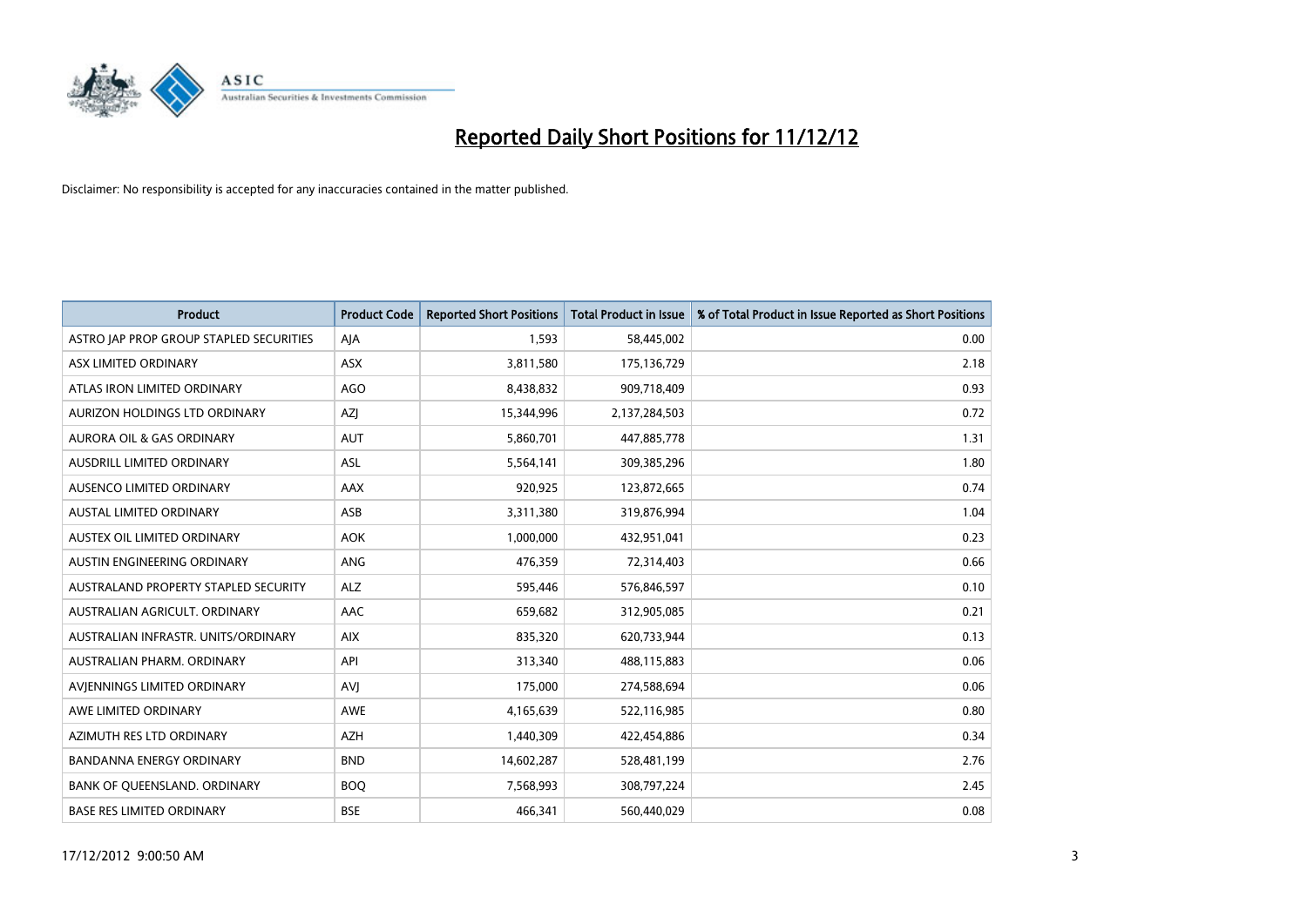# Reported Daily Short Positions for 11/12/12

Disclaimer: No responsibility is accepted for any inaccuracies contained in the matter published.

| Product | Product Code | Reported Short Positions | Total Product in Issue | % of Total Product in Issue Reported as Short Positions |
|---|---|---|---|---|
| ASTRO JAP PROP GROUP STAPLED SECURITIES | AJA | 1,593 | 58,445,002 | 0.00 |
| ASX LIMITED ORDINARY | ASX | 3,811,580 | 175,136,729 | 2.18 |
| ATLAS IRON LIMITED ORDINARY | AGO | 8,438,832 | 909,718,409 | 0.93 |
| AURIZON HOLDINGS LTD ORDINARY | AZJ | 15,344,996 | 2,137,284,503 | 0.72 |
| AURORA OIL & GAS ORDINARY | AUT | 5,860,701 | 447,885,778 | 1.31 |
| AUSDRILL LIMITED ORDINARY | ASL | 5,564,141 | 309,385,296 | 1.80 |
| AUSENCO LIMITED ORDINARY | AAX | 920,925 | 123,872,665 | 0.74 |
| AUSTAL LIMITED ORDINARY | ASB | 3,311,380 | 319,876,994 | 1.04 |
| AUSTEX OIL LIMITED ORDINARY | AOK | 1,000,000 | 432,951,041 | 0.23 |
| AUSTIN ENGINEERING ORDINARY | ANG | 476,359 | 72,314,403 | 0.66 |
| AUSTRALAND PROPERTY STAPLED SECURITY | ALZ | 595,446 | 576,846,597 | 0.10 |
| AUSTRALIAN AGRICULT. ORDINARY | AAC | 659,682 | 312,905,085 | 0.21 |
| AUSTRALIAN INFRASTR. UNITS/ORDINARY | AIX | 835,320 | 620,733,944 | 0.13 |
| AUSTRALIAN PHARM. ORDINARY | API | 313,340 | 488,115,883 | 0.06 |
| AVJENNINGS LIMITED ORDINARY | AVJ | 175,000 | 274,588,694 | 0.06 |
| AWE LIMITED ORDINARY | AWE | 4,165,639 | 522,116,985 | 0.80 |
| AZIMUTH RES LTD ORDINARY | AZH | 1,440,309 | 422,454,886 | 0.34 |
| BANDANNA ENERGY ORDINARY | BND | 14,602,287 | 528,481,199 | 2.76 |
| BANK OF QUEENSLAND. ORDINARY | BOQ | 7,568,993 | 308,797,224 | 2.45 |
| BASE RES LIMITED ORDINARY | BSE | 466,341 | 560,440,029 | 0.08 |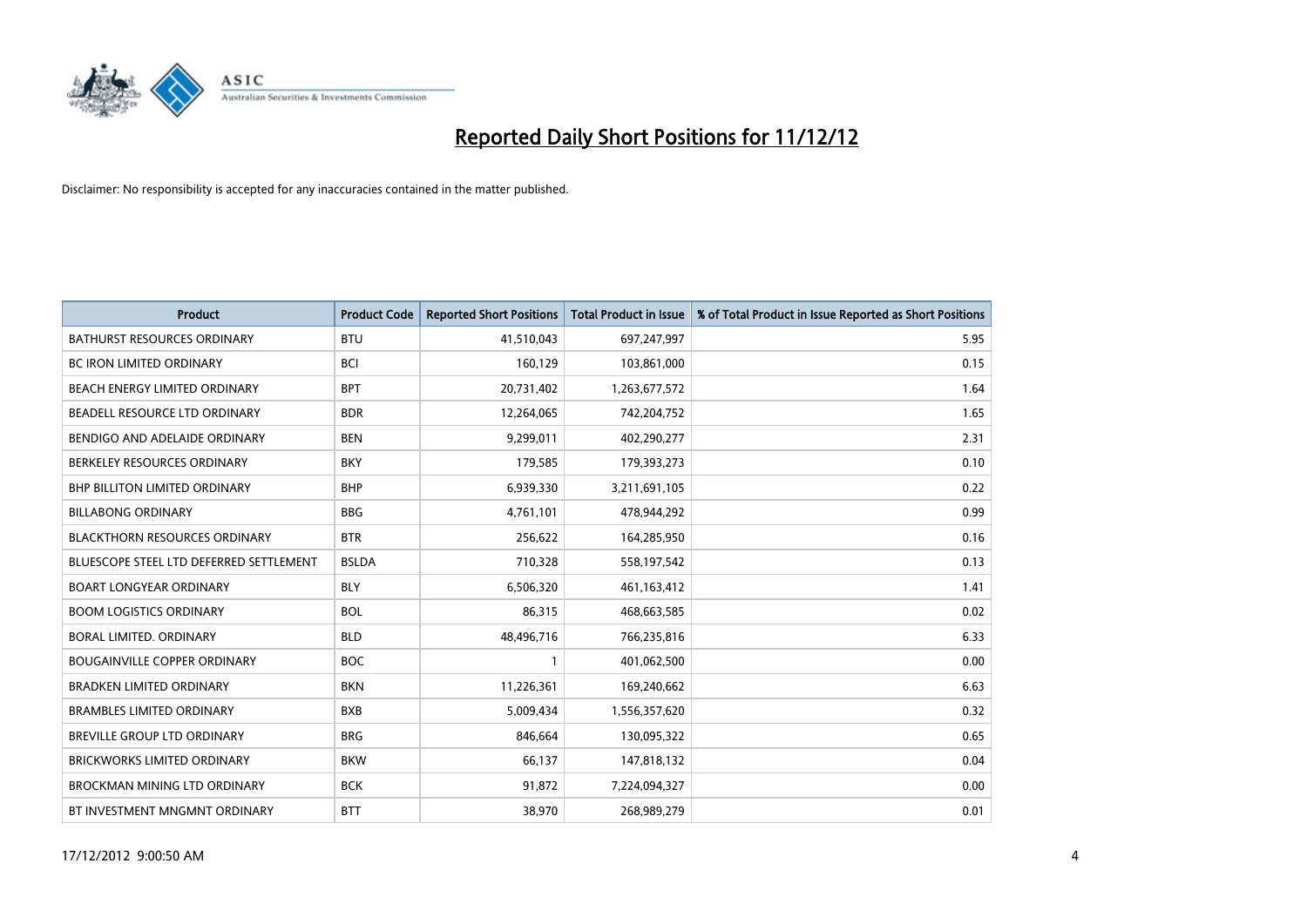# Reported Daily Short Positions for 11/12/12

Disclaimer: No responsibility is accepted for any inaccuracies contained in the matter published.

| Product | Product Code | Reported Short Positions | Total Product in Issue | % of Total Product in Issue Reported as Short Positions |
|---|---|---|---|---|
| BATHURST RESOURCES ORDINARY | BTU | 41,510,043 | 697,247,997 | 5.95 |
| BC IRON LIMITED ORDINARY | BCI | 160,129 | 103,861,000 | 0.15 |
| BEACH ENERGY LIMITED ORDINARY | BPT | 20,731,402 | 1,263,677,572 | 1.64 |
| BEADELL RESOURCE LTD ORDINARY | BDR | 12,264,065 | 742,204,752 | 1.65 |
| BENDIGO AND ADELAIDE ORDINARY | BEN | 9,299,011 | 402,290,277 | 2.31 |
| BERKELEY RESOURCES ORDINARY | BKY | 179,585 | 179,393,273 | 0.10 |
| BHP BILLITON LIMITED ORDINARY | BHP | 6,939,330 | 3,211,691,105 | 0.22 |
| BILLABONG ORDINARY | BBG | 4,761,101 | 478,944,292 | 0.99 |
| BLACKTHORN RESOURCES ORDINARY | BTR | 256,622 | 164,285,950 | 0.16 |
| BLUESCOPE STEEL LTD DEFERRED SETTLEMENT | BSLDA | 710,328 | 558,197,542 | 0.13 |
| BOART LONGYEAR ORDINARY | BLY | 6,506,320 | 461,163,412 | 1.41 |
| BOOM LOGISTICS ORDINARY | BOL | 86,315 | 468,663,585 | 0.02 |
| BORAL LIMITED. ORDINARY | BLD | 48,496,716 | 766,235,816 | 6.33 |
| BOUGAINVILLE COPPER ORDINARY | BOC | 1 | 401,062,500 | 0.00 |
| BRADKEN LIMITED ORDINARY | BKN | 11,226,361 | 169,240,662 | 6.63 |
| BRAMBLES LIMITED ORDINARY | BXB | 5,009,434 | 1,556,357,620 | 0.32 |
| BREVILLE GROUP LTD ORDINARY | BRG | 846,664 | 130,095,322 | 0.65 |
| BRICKWORKS LIMITED ORDINARY | BKW | 66,137 | 147,818,132 | 0.04 |
| BROCKMAN MINING LTD ORDINARY | BCK | 91,872 | 7,224,094,327 | 0.00 |
| BT INVESTMENT MNGMNT ORDINARY | BTT | 38,970 | 268,989,279 | 0.01 |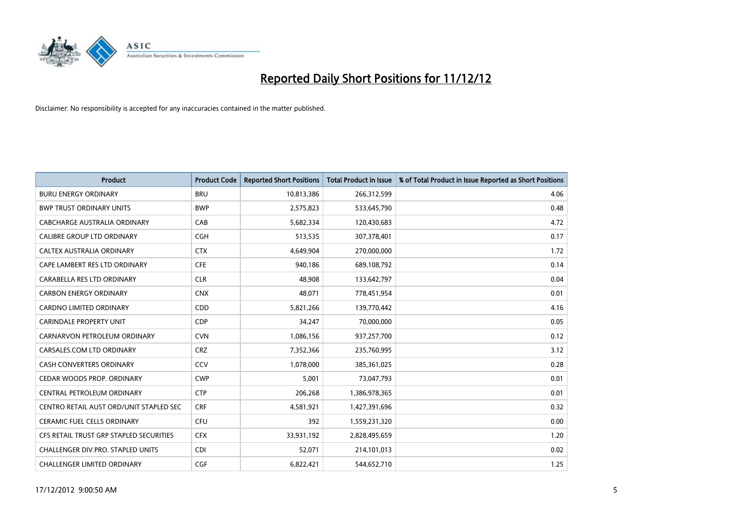# Reported Daily Short Positions for 11/12/12

Disclaimer: No responsibility is accepted for any inaccuracies contained in the matter published.

| Product | Product Code | Reported Short Positions | Total Product in Issue | % of Total Product in Issue Reported as Short Positions |
|---|---|---|---|---|
| BURU ENERGY ORDINARY | BRU | 10,813,386 | 266,312,599 | 4.06 |
| BWP TRUST ORDINARY UNITS | BWP | 2,575,823 | 533,645,790 | 0.48 |
| CABCHARGE AUSTRALIA ORDINARY | CAB | 5,682,334 | 120,430,683 | 4.72 |
| CALIBRE GROUP LTD ORDINARY | CGH | 513,535 | 307,378,401 | 0.17 |
| CALTEX AUSTRALIA ORDINARY | CTX | 4,649,904 | 270,000,000 | 1.72 |
| CAPE LAMBERT RES LTD ORDINARY | CFE | 940,186 | 689,108,792 | 0.14 |
| CARABELLA RES LTD ORDINARY | CLR | 48,908 | 133,642,797 | 0.04 |
| CARBON ENERGY ORDINARY | CNX | 48,071 | 778,451,954 | 0.01 |
| CARDNO LIMITED ORDINARY | CDD | 5,821,266 | 139,770,442 | 4.16 |
| CARINDALE PROPERTY UNIT | CDP | 34,247 | 70,000,000 | 0.05 |
| CARNARVON PETROLEUM ORDINARY | CVN | 1,086,156 | 937,257,700 | 0.12 |
| CARSALES.COM LTD ORDINARY | CRZ | 7,352,366 | 235,760,995 | 3.12 |
| CASH CONVERTERS ORDINARY | CCV | 1,078,000 | 385,361,025 | 0.28 |
| CEDAR WOODS PROP. ORDINARY | CWP | 5,001 | 73,047,793 | 0.01 |
| CENTRAL PETROLEUM ORDINARY | CTP | 206,268 | 1,386,978,365 | 0.01 |
| CENTRO RETAIL AUST ORD/UNIT STAPLED SEC | CRF | 4,581,921 | 1,427,391,696 | 0.32 |
| CERAMIC FUEL CELLS ORDINARY | CFU | 392 | 1,559,231,320 | 0.00 |
| CFS RETAIL TRUST GRP STAPLED SECURITIES | CFX | 33,931,192 | 2,828,495,659 | 1.20 |
| CHALLENGER DIV.PRO. STAPLED UNITS | CDI | 52,071 | 214,101,013 | 0.02 |
| CHALLENGER LIMITED ORDINARY | CGF | 6,822,421 | 544,652,710 | 1.25 |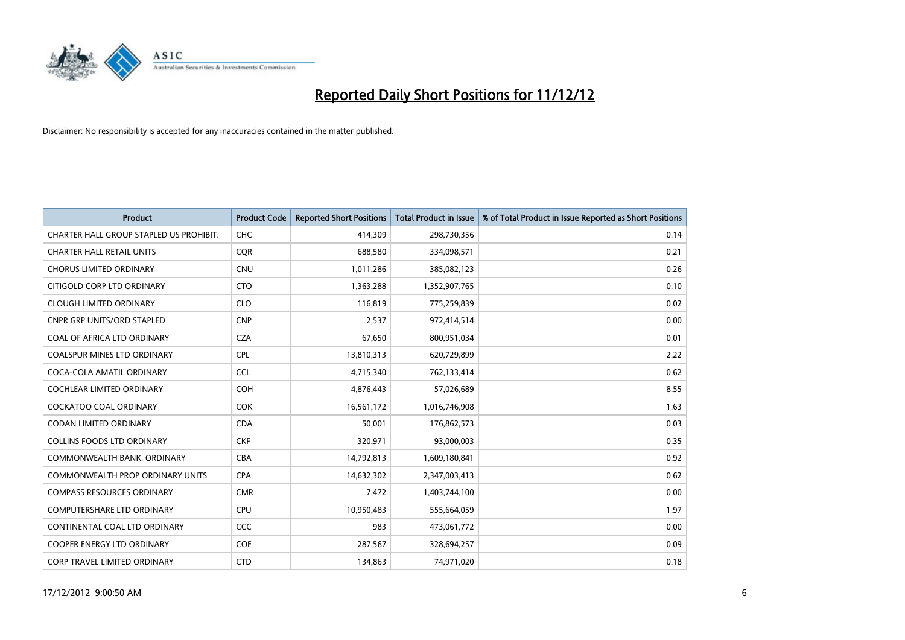# Reported Daily Short Positions for 11/12/12

Disclaimer: No responsibility is accepted for any inaccuracies contained in the matter published.

| Product | Product Code | Reported Short Positions | Total Product in Issue | % of Total Product in Issue Reported as Short Positions |
|---|---|---|---|---|
| CHARTER HALL GROUP STAPLED US PROHIBIT. | CHC | 414,309 | 298,730,356 | 0.14 |
| CHARTER HALL RETAIL UNITS | CQR | 688,580 | 334,098,571 | 0.21 |
| CHORUS LIMITED ORDINARY | CNU | 1,011,286 | 385,082,123 | 0.26 |
| CITIGOLD CORP LTD ORDINARY | CTO | 1,363,288 | 1,352,907,765 | 0.10 |
| CLOUGH LIMITED ORDINARY | CLO | 116,819 | 775,259,839 | 0.02 |
| CNPR GRP UNITS/ORD STAPLED | CNP | 2,537 | 972,414,514 | 0.00 |
| COAL OF AFRICA LTD ORDINARY | CZA | 67,650 | 800,951,034 | 0.01 |
| COALSPUR MINES LTD ORDINARY | CPL | 13,810,313 | 620,729,899 | 2.22 |
| COCA-COLA AMATIL ORDINARY | CCL | 4,715,340 | 762,133,414 | 0.62 |
| COCHLEAR LIMITED ORDINARY | COH | 4,876,443 | 57,026,689 | 8.55 |
| COCKATOO COAL ORDINARY | COK | 16,561,172 | 1,016,746,908 | 1.63 |
| CODAN LIMITED ORDINARY | CDA | 50,001 | 176,862,573 | 0.03 |
| COLLINS FOODS LTD ORDINARY | CKF | 320,971 | 93,000,003 | 0.35 |
| COMMONWEALTH BANK. ORDINARY | CBA | 14,792,813 | 1,609,180,841 | 0.92 |
| COMMONWEALTH PROP ORDINARY UNITS | CPA | 14,632,302 | 2,347,003,413 | 0.62 |
| COMPASS RESOURCES ORDINARY | CMR | 7,472 | 1,403,744,100 | 0.00 |
| COMPUTERSHARE LTD ORDINARY | CPU | 10,950,483 | 555,664,059 | 1.97 |
| CONTINENTAL COAL LTD ORDINARY | CCC | 983 | 473,061,772 | 0.00 |
| COOPER ENERGY LTD ORDINARY | COE | 287,567 | 328,694,257 | 0.09 |
| CORP TRAVEL LIMITED ORDINARY | CTD | 134,863 | 74,971,020 | 0.18 |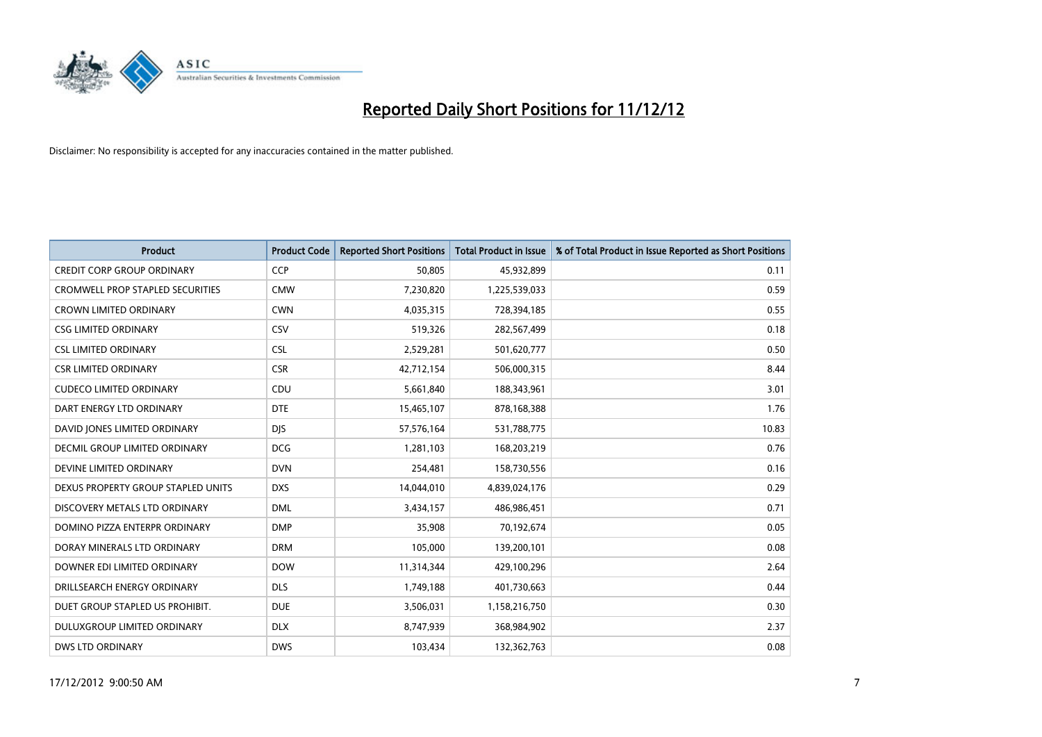# Reported Daily Short Positions for 11/12/12

Disclaimer: No responsibility is accepted for any inaccuracies contained in the matter published.

| Product | Product Code | Reported Short Positions | Total Product in Issue | % of Total Product in Issue Reported as Short Positions |
|---|---|---|---|---|
| CREDIT CORP GROUP ORDINARY | CCP | 50,805 | 45,932,899 | 0.11 |
| CROMWELL PROP STAPLED SECURITIES | CMW | 7,230,820 | 1,225,539,033 | 0.59 |
| CROWN LIMITED ORDINARY | CWN | 4,035,315 | 728,394,185 | 0.55 |
| CSG LIMITED ORDINARY | CSV | 519,326 | 282,567,499 | 0.18 |
| CSL LIMITED ORDINARY | CSL | 2,529,281 | 501,620,777 | 0.50 |
| CSR LIMITED ORDINARY | CSR | 42,712,154 | 506,000,315 | 8.44 |
| CUDECO LIMITED ORDINARY | CDU | 5,661,840 | 188,343,961 | 3.01 |
| DART ENERGY LTD ORDINARY | DTE | 15,465,107 | 878,168,388 | 1.76 |
| DAVID JONES LIMITED ORDINARY | DJS | 57,576,164 | 531,788,775 | 10.83 |
| DECMIL GROUP LIMITED ORDINARY | DCG | 1,281,103 | 168,203,219 | 0.76 |
| DEVINE LIMITED ORDINARY | DVN | 254,481 | 158,730,556 | 0.16 |
| DEXUS PROPERTY GROUP STAPLED UNITS | DXS | 14,044,010 | 4,839,024,176 | 0.29 |
| DISCOVERY METALS LTD ORDINARY | DML | 3,434,157 | 486,986,451 | 0.71 |
| DOMINO PIZZA ENTERPR ORDINARY | DMP | 35,908 | 70,192,674 | 0.05 |
| DORAY MINERALS LTD ORDINARY | DRM | 105,000 | 139,200,101 | 0.08 |
| DOWNER EDI LIMITED ORDINARY | DOW | 11,314,344 | 429,100,296 | 2.64 |
| DRILLSEARCH ENERGY ORDINARY | DLS | 1,749,188 | 401,730,663 | 0.44 |
| DUET GROUP STAPLED US PROHIBIT. | DUE | 3,506,031 | 1,158,216,750 | 0.30 |
| DULUXGROUP LIMITED ORDINARY | DLX | 8,747,939 | 368,984,902 | 2.37 |
| DWS LTD ORDINARY | DWS | 103,434 | 132,362,763 | 0.08 |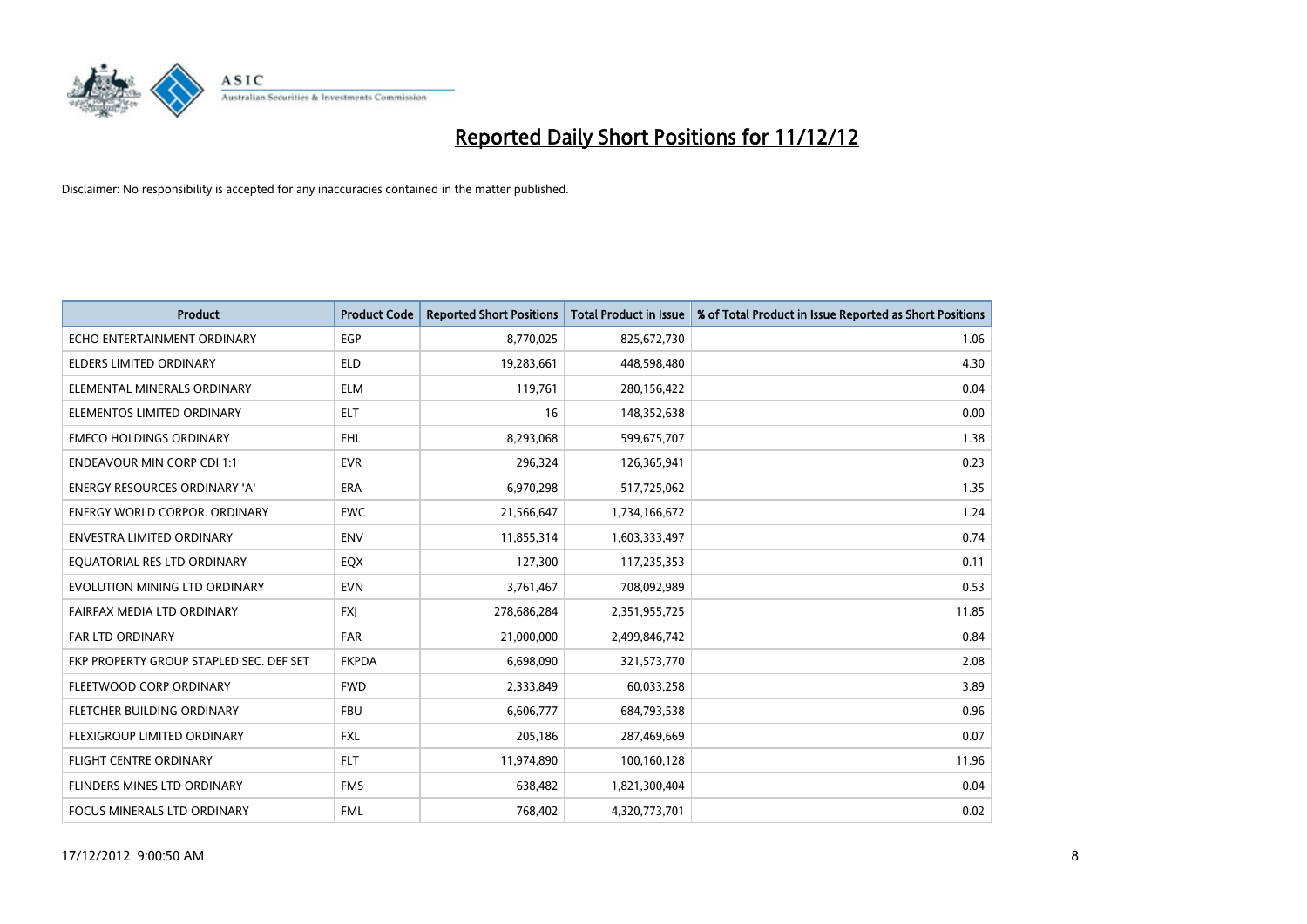# Reported Daily Short Positions for 11/12/12

Disclaimer: No responsibility is accepted for any inaccuracies contained in the matter published.

| Product | Product Code | Reported Short Positions | Total Product in Issue | % of Total Product in Issue Reported as Short Positions |
| --- | --- | --- | --- | --- |
| ECHO ENTERTAINMENT ORDINARY | EGP | 8,770,025 | 825,672,730 | 1.06 |
| ELDERS LIMITED ORDINARY | ELD | 19,283,661 | 448,598,480 | 4.30 |
| ELEMENTAL MINERALS ORDINARY | ELM | 119,761 | 280,156,422 | 0.04 |
| ELEMENTOS LIMITED ORDINARY | ELT | 16 | 148,352,638 | 0.00 |
| EMECO HOLDINGS ORDINARY | EHL | 8,293,068 | 599,675,707 | 1.38 |
| ENDEAVOUR MIN CORP CDI 1:1 | EVR | 296,324 | 126,365,941 | 0.23 |
| ENERGY RESOURCES ORDINARY 'A' | ERA | 6,970,298 | 517,725,062 | 1.35 |
| ENERGY WORLD CORPOR. ORDINARY | EWC | 21,566,647 | 1,734,166,672 | 1.24 |
| ENVESTRA LIMITED ORDINARY | ENV | 11,855,314 | 1,603,333,497 | 0.74 |
| EQUATORIAL RES LTD ORDINARY | EQX | 127,300 | 117,235,353 | 0.11 |
| EVOLUTION MINING LTD ORDINARY | EVN | 3,761,467 | 708,092,989 | 0.53 |
| FAIRFAX MEDIA LTD ORDINARY | FXJ | 278,686,284 | 2,351,955,725 | 11.85 |
| FAR LTD ORDINARY | FAR | 21,000,000 | 2,499,846,742 | 0.84 |
| FKP PROPERTY GROUP STAPLED SEC. DEF SET | FKPDA | 6,698,090 | 321,573,770 | 2.08 |
| FLEETWOOD CORP ORDINARY | FWD | 2,333,849 | 60,033,258 | 3.89 |
| FLETCHER BUILDING ORDINARY | FBU | 6,606,777 | 684,793,538 | 0.96 |
| FLEXIGROUP LIMITED ORDINARY | FXL | 205,186 | 287,469,669 | 0.07 |
| FLIGHT CENTRE ORDINARY | FLT | 11,974,890 | 100,160,128 | 11.96 |
| FLINDERS MINES LTD ORDINARY | FMS | 638,482 | 1,821,300,404 | 0.04 |
| FOCUS MINERALS LTD ORDINARY | FML | 768,402 | 4,320,773,701 | 0.02 |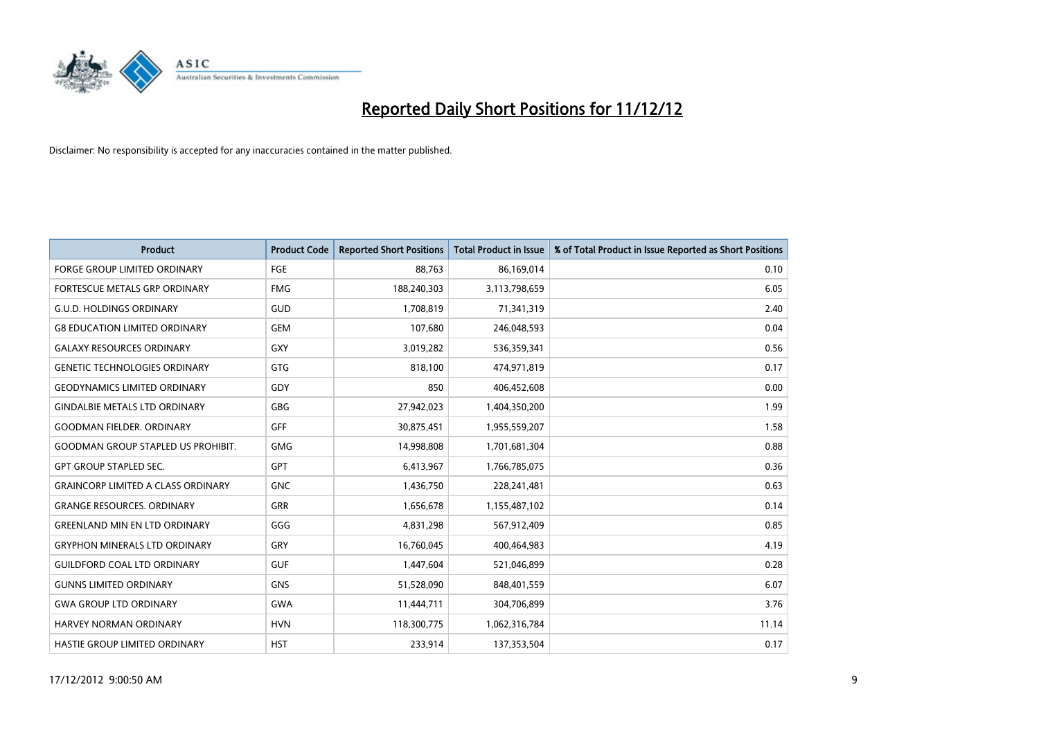# Reported Daily Short Positions for 11/12/12

Disclaimer: No responsibility is accepted for any inaccuracies contained in the matter published.

| Product | Product Code | Reported Short Positions | Total Product in Issue | % of Total Product in Issue Reported as Short Positions |
|---|---|---|---|---|
| FORGE GROUP LIMITED ORDINARY | FGE | 88,763 | 86,169,014 | 0.10 |
| FORTESCUE METALS GRP ORDINARY | FMG | 188,240,303 | 3,113,798,659 | 6.05 |
| G.U.D. HOLDINGS ORDINARY | GUD | 1,708,819 | 71,341,319 | 2.40 |
| G8 EDUCATION LIMITED ORDINARY | GEM | 107,680 | 246,048,593 | 0.04 |
| GALAXY RESOURCES ORDINARY | GXY | 3,019,282 | 536,359,341 | 0.56 |
| GENETIC TECHNOLOGIES ORDINARY | GTG | 818,100 | 474,971,819 | 0.17 |
| GEODYNAMICS LIMITED ORDINARY | GDY | 850 | 406,452,608 | 0.00 |
| GINDALBIE METALS LTD ORDINARY | GBG | 27,942,023 | 1,404,350,200 | 1.99 |
| GOODMAN FIELDER. ORDINARY | GFF | 30,875,451 | 1,955,559,207 | 1.58 |
| GOODMAN GROUP STAPLED US PROHIBIT. | GMG | 14,998,808 | 1,701,681,304 | 0.88 |
| GPT GROUP STAPLED SEC. | GPT | 6,413,967 | 1,766,785,075 | 0.36 |
| GRAINCORP LIMITED A CLASS ORDINARY | GNC | 1,436,750 | 228,241,481 | 0.63 |
| GRANGE RESOURCES. ORDINARY | GRR | 1,656,678 | 1,155,487,102 | 0.14 |
| GREENLAND MIN EN LTD ORDINARY | GGG | 4,831,298 | 567,912,409 | 0.85 |
| GRYPHON MINERALS LTD ORDINARY | GRY | 16,760,045 | 400,464,983 | 4.19 |
| GUILDFORD COAL LTD ORDINARY | GUF | 1,447,604 | 521,046,899 | 0.28 |
| GUNNS LIMITED ORDINARY | GNS | 51,528,090 | 848,401,559 | 6.07 |
| GWA GROUP LTD ORDINARY | GWA | 11,444,711 | 304,706,899 | 3.76 |
| HARVEY NORMAN ORDINARY | HVN | 118,300,775 | 1,062,316,784 | 11.14 |
| HASTIE GROUP LIMITED ORDINARY | HST | 233,914 | 137,353,504 | 0.17 |

17/12/2012 9:00:50 AM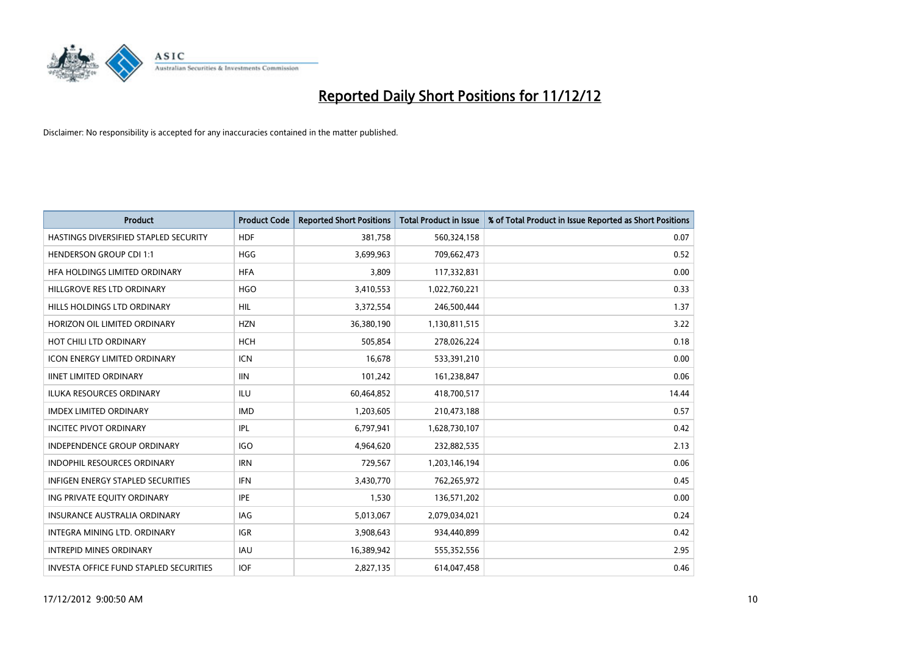# Reported Daily Short Positions for 11/12/12

Disclaimer: No responsibility is accepted for any inaccuracies contained in the matter published.

| Product | Product Code | Reported Short Positions | Total Product in Issue | % of Total Product in Issue Reported as Short Positions |
|---|---|---|---|---|
| HASTINGS DIVERSIFIED STAPLED SECURITY | HDF | 381,758 | 560,324,158 | 0.07 |
| HENDERSON GROUP CDI 1:1 | HGG | 3,699,963 | 709,662,473 | 0.52 |
| HFA HOLDINGS LIMITED ORDINARY | HFA | 3,809 | 117,332,831 | 0.00 |
| HILLGROVE RES LTD ORDINARY | HGO | 3,410,553 | 1,022,760,221 | 0.33 |
| HILLS HOLDINGS LTD ORDINARY | HIL | 3,372,554 | 246,500,444 | 1.37 |
| HORIZON OIL LIMITED ORDINARY | HZN | 36,380,190 | 1,130,811,515 | 3.22 |
| HOT CHILI LTD ORDINARY | HCH | 505,854 | 278,026,224 | 0.18 |
| ICON ENERGY LIMITED ORDINARY | ICN | 16,678 | 533,391,210 | 0.00 |
| IINET LIMITED ORDINARY | IIN | 101,242 | 161,238,847 | 0.06 |
| ILUKA RESOURCES ORDINARY | ILU | 60,464,852 | 418,700,517 | 14.44 |
| IMDEX LIMITED ORDINARY | IMD | 1,203,605 | 210,473,188 | 0.57 |
| INCITEC PIVOT ORDINARY | IPL | 6,797,941 | 1,628,730,107 | 0.42 |
| INDEPENDENCE GROUP ORDINARY | IGO | 4,964,620 | 232,882,535 | 2.13 |
| INDOPHIL RESOURCES ORDINARY | IRN | 729,567 | 1,203,146,194 | 0.06 |
| INFIGEN ENERGY STAPLED SECURITIES | IFN | 3,430,770 | 762,265,972 | 0.45 |
| ING PRIVATE EQUITY ORDINARY | IPE | 1,530 | 136,571,202 | 0.00 |
| INSURANCE AUSTRALIA ORDINARY | IAG | 5,013,067 | 2,079,034,021 | 0.24 |
| INTEGRA MINING LTD. ORDINARY | IGR | 3,908,643 | 934,440,899 | 0.42 |
| INTREPID MINES ORDINARY | IAU | 16,389,942 | 555,352,556 | 2.95 |
| INVESTA OFFICE FUND STAPLED SECURITIES | IOF | 2,827,135 | 614,047,458 | 0.46 |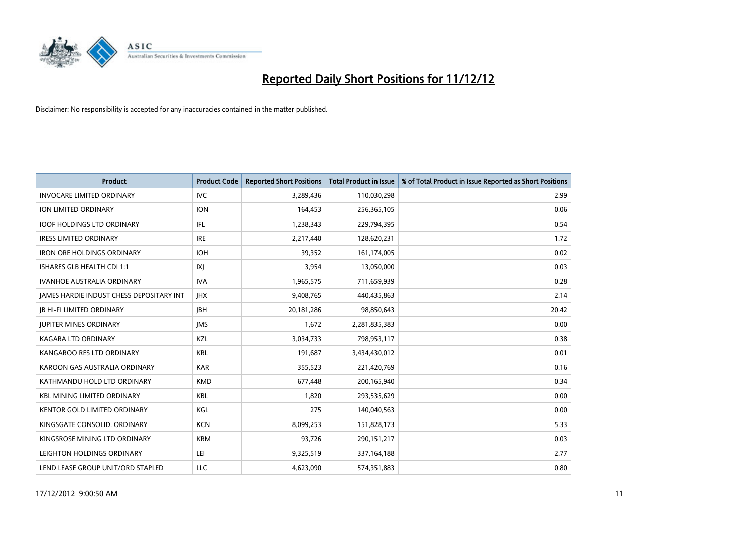# Reported Daily Short Positions for 11/12/12

Disclaimer: No responsibility is accepted for any inaccuracies contained in the matter published.

| Product | Product Code | Reported Short Positions | Total Product in Issue | % of Total Product in Issue Reported as Short Positions |
|---|---|---|---|---|
| INVOCARE LIMITED ORDINARY | IVC | 3,289,436 | 110,030,298 | 2.99 |
| ION LIMITED ORDINARY | ION | 164,453 | 256,365,105 | 0.06 |
| IOOF HOLDINGS LTD ORDINARY | IFL | 1,238,343 | 229,794,395 | 0.54 |
| IRESS LIMITED ORDINARY | IRE | 2,217,440 | 128,620,231 | 1.72 |
| IRON ORE HOLDINGS ORDINARY | IOH | 39,352 | 161,174,005 | 0.02 |
| ISHARES GLB HEALTH CDI 1:1 | IXJ | 3,954 | 13,050,000 | 0.03 |
| IVANHOE AUSTRALIA ORDINARY | IVA | 1,965,575 | 711,659,939 | 0.28 |
| JAMES HARDIE INDUST CHESS DEPOSITARY INT | JHX | 9,408,765 | 440,435,863 | 2.14 |
| JB HI-FI LIMITED ORDINARY | JBH | 20,181,286 | 98,850,643 | 20.42 |
| JUPITER MINES ORDINARY | JMS | 1,672 | 2,281,835,383 | 0.00 |
| KAGARA LTD ORDINARY | KZL | 3,034,733 | 798,953,117 | 0.38 |
| KANGAROO RES LTD ORDINARY | KRL | 191,687 | 3,434,430,012 | 0.01 |
| KAROON GAS AUSTRALIA ORDINARY | KAR | 355,523 | 221,420,769 | 0.16 |
| KATHMANDU HOLD LTD ORDINARY | KMD | 677,448 | 200,165,940 | 0.34 |
| KBL MINING LIMITED ORDINARY | KBL | 1,820 | 293,535,629 | 0.00 |
| KENTOR GOLD LIMITED ORDINARY | KGL | 275 | 140,040,563 | 0.00 |
| KINGSGATE CONSOLID. ORDINARY | KCN | 8,099,253 | 151,828,173 | 5.33 |
| KINGSROSE MINING LTD ORDINARY | KRM | 93,726 | 290,151,217 | 0.03 |
| LEIGHTON HOLDINGS ORDINARY | LEI | 9,325,519 | 337,164,188 | 2.77 |
| LEND LEASE GROUP UNIT/ORD STAPLED | LLC | 4,623,090 | 574,351,883 | 0.80 |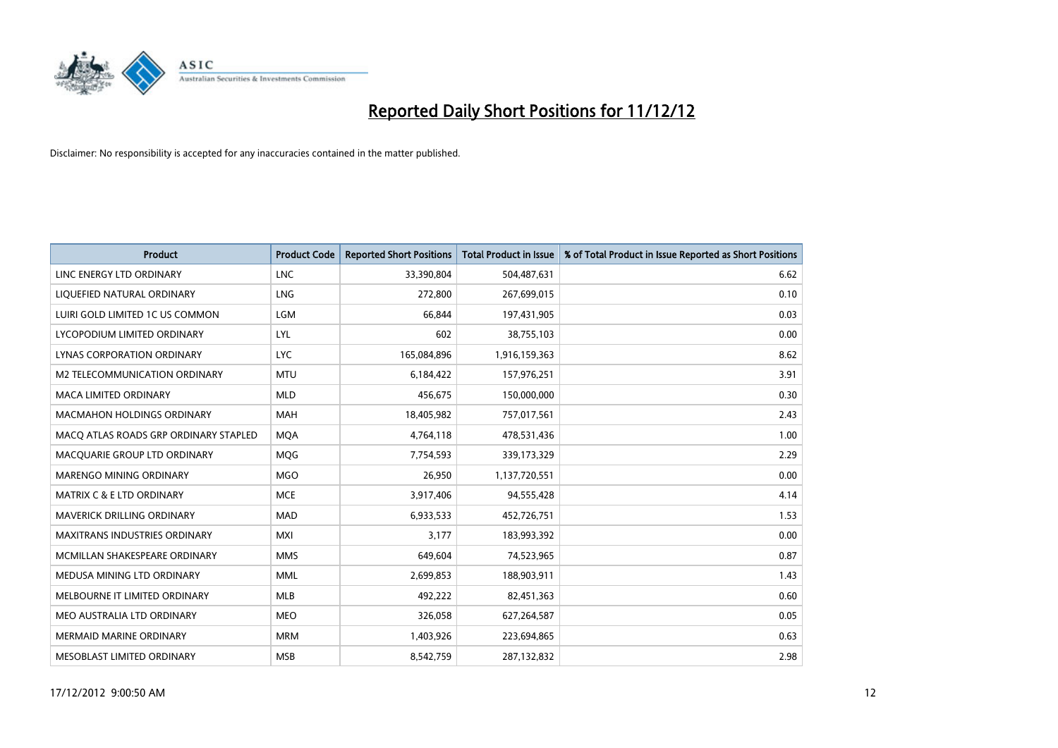# Reported Daily Short Positions for 11/12/12

Disclaimer: No responsibility is accepted for any inaccuracies contained in the matter published.

| Product | Product Code | Reported Short Positions | Total Product in Issue | % of Total Product in Issue Reported as Short Positions |
|---|---|---|---|---|
| LINC ENERGY LTD ORDINARY | LNC | 33,390,804 | 504,487,631 | 6.62 |
| LIQUEFIED NATURAL ORDINARY | LNG | 272,800 | 267,699,015 | 0.10 |
| LUIRI GOLD LIMITED 1C US COMMON | LGM | 66,844 | 197,431,905 | 0.03 |
| LYCOPODIUM LIMITED ORDINARY | LYL | 602 | 38,755,103 | 0.00 |
| LYNAS CORPORATION ORDINARY | LYC | 165,084,896 | 1,916,159,363 | 8.62 |
| M2 TELECOMMUNICATION ORDINARY | MTU | 6,184,422 | 157,976,251 | 3.91 |
| MACA LIMITED ORDINARY | MLD | 456,675 | 150,000,000 | 0.30 |
| MACMAHON HOLDINGS ORDINARY | MAH | 18,405,982 | 757,017,561 | 2.43 |
| MACQ ATLAS ROADS GRP ORDINARY STAPLED | MQA | 4,764,118 | 478,531,436 | 1.00 |
| MACQUARIE GROUP LTD ORDINARY | MQG | 7,754,593 | 339,173,329 | 2.29 |
| MARENGO MINING ORDINARY | MGO | 26,950 | 1,137,720,551 | 0.00 |
| MATRIX C & E LTD ORDINARY | MCE | 3,917,406 | 94,555,428 | 4.14 |
| MAVERICK DRILLING ORDINARY | MAD | 6,933,533 | 452,726,751 | 1.53 |
| MAXITRANS INDUSTRIES ORDINARY | MXI | 3,177 | 183,993,392 | 0.00 |
| MCMILLAN SHAKESPEARE ORDINARY | MMS | 649,604 | 74,523,965 | 0.87 |
| MEDUSA MINING LTD ORDINARY | MML | 2,699,853 | 188,903,911 | 1.43 |
| MELBOURNE IT LIMITED ORDINARY | MLB | 492,222 | 82,451,363 | 0.60 |
| MEO AUSTRALIA LTD ORDINARY | MEO | 326,058 | 627,264,587 | 0.05 |
| MERMAID MARINE ORDINARY | MRM | 1,403,926 | 223,694,865 | 0.63 |
| MESOBLAST LIMITED ORDINARY | MSB | 8,542,759 | 287,132,832 | 2.98 |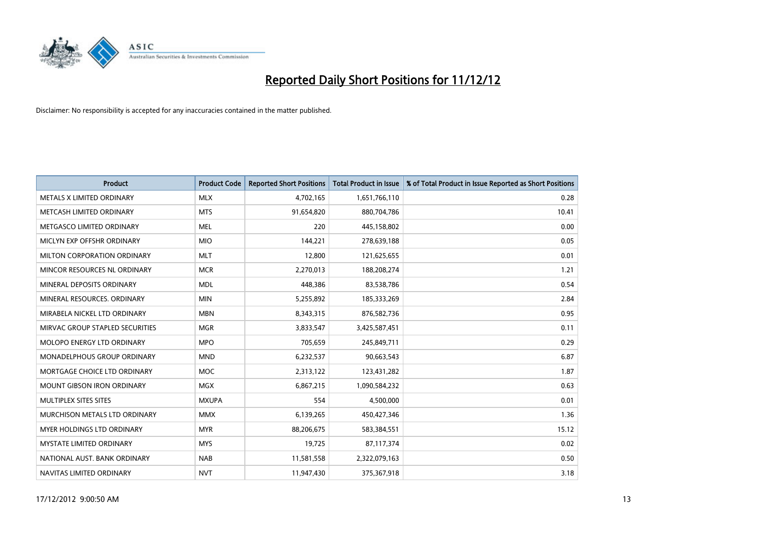# Reported Daily Short Positions for 11/12/12

Disclaimer: No responsibility is accepted for any inaccuracies contained in the matter published.

| Product | Product Code | Reported Short Positions | Total Product in Issue | % of Total Product in Issue Reported as Short Positions |
|---|---|---|---|---|
| METALS X LIMITED ORDINARY | MLX | 4,702,165 | 1,651,766,110 | 0.28 |
| METCASH LIMITED ORDINARY | MTS | 91,654,820 | 880,704,786 | 10.41 |
| METGASCO LIMITED ORDINARY | MEL | 220 | 445,158,802 | 0.00 |
| MICLYN EXP OFFSHR ORDINARY | MIO | 144,221 | 278,639,188 | 0.05 |
| MILTON CORPORATION ORDINARY | MLT | 12,800 | 121,625,655 | 0.01 |
| MINCOR RESOURCES NL ORDINARY | MCR | 2,270,013 | 188,208,274 | 1.21 |
| MINERAL DEPOSITS ORDINARY | MDL | 448,386 | 83,538,786 | 0.54 |
| MINERAL RESOURCES. ORDINARY | MIN | 5,255,892 | 185,333,269 | 2.84 |
| MIRABELA NICKEL LTD ORDINARY | MBN | 8,343,315 | 876,582,736 | 0.95 |
| MIRVAC GROUP STAPLED SECURITIES | MGR | 3,833,547 | 3,425,587,451 | 0.11 |
| MOLOPO ENERGY LTD ORDINARY | MPO | 705,659 | 245,849,711 | 0.29 |
| MONADELPHOUS GROUP ORDINARY | MND | 6,232,537 | 90,663,543 | 6.87 |
| MORTGAGE CHOICE LTD ORDINARY | MOC | 2,313,122 | 123,431,282 | 1.87 |
| MOUNT GIBSON IRON ORDINARY | MGX | 6,867,215 | 1,090,584,232 | 0.63 |
| MULTIPLEX SITES SITES | MXUPA | 554 | 4,500,000 | 0.01 |
| MURCHISON METALS LTD ORDINARY | MMX | 6,139,265 | 450,427,346 | 1.36 |
| MYER HOLDINGS LTD ORDINARY | MYR | 88,206,675 | 583,384,551 | 15.12 |
| MYSTATE LIMITED ORDINARY | MYS | 19,725 | 87,117,374 | 0.02 |
| NATIONAL AUST. BANK ORDINARY | NAB | 11,581,558 | 2,322,079,163 | 0.50 |
| NAVITAS LIMITED ORDINARY | NVT | 11,947,430 | 375,367,918 | 3.18 |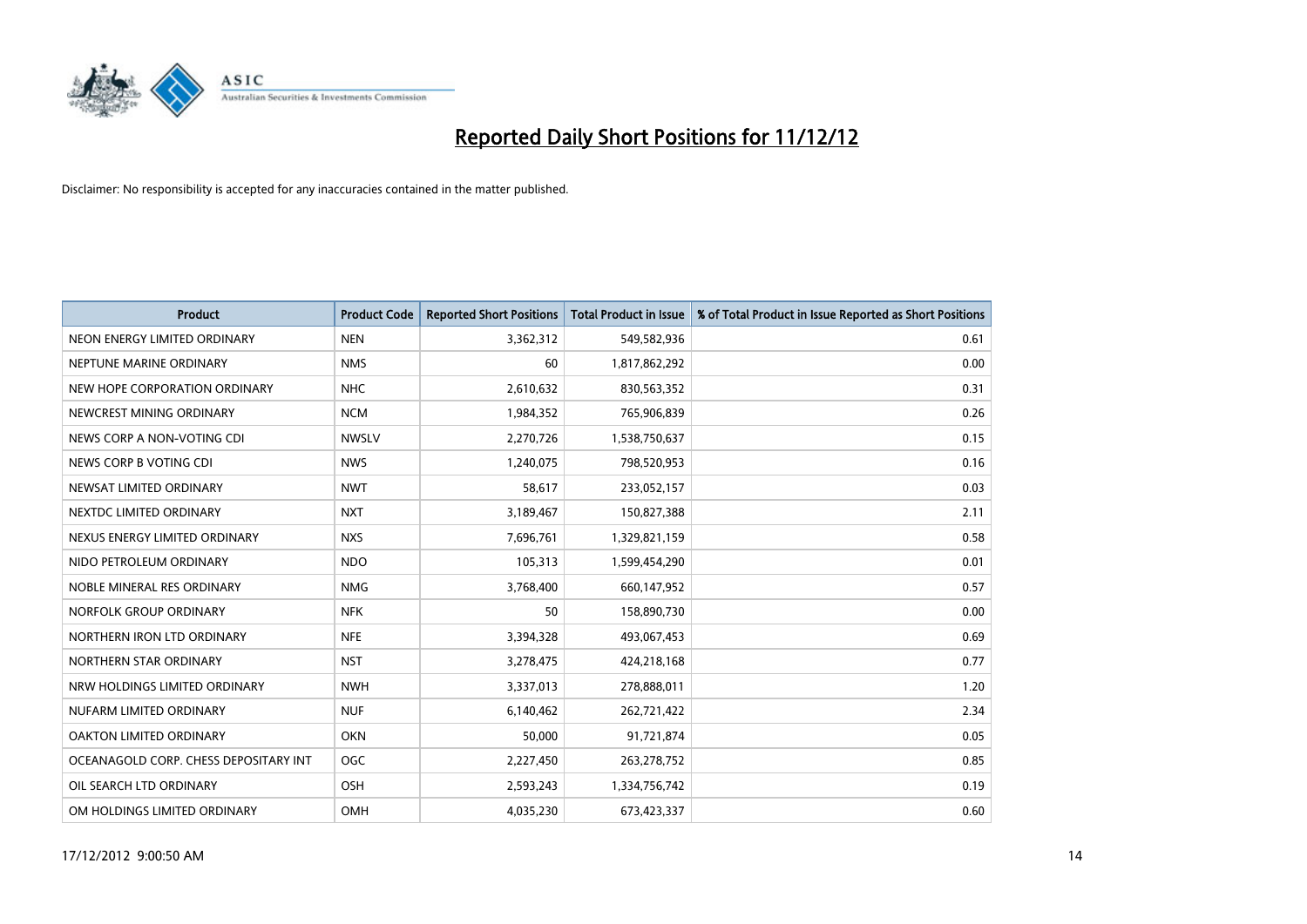# Reported Daily Short Positions for 11/12/12

Disclaimer: No responsibility is accepted for any inaccuracies contained in the matter published.

| Product | Product Code | Reported Short Positions | Total Product in Issue | % of Total Product in Issue Reported as Short Positions |
|---|---|---|---|---|
| NEON ENERGY LIMITED ORDINARY | NEN | 3,362,312 | 549,582,936 | 0.61 |
| NEPTUNE MARINE ORDINARY | NMS | 60 | 1,817,862,292 | 0.00 |
| NEW HOPE CORPORATION ORDINARY | NHC | 2,610,632 | 830,563,352 | 0.31 |
| NEWCREST MINING ORDINARY | NCM | 1,984,352 | 765,906,839 | 0.26 |
| NEWS CORP A NON-VOTING CDI | NWSLV | 2,270,726 | 1,538,750,637 | 0.15 |
| NEWS CORP B VOTING CDI | NWS | 1,240,075 | 798,520,953 | 0.16 |
| NEWSAT LIMITED ORDINARY | NWT | 58,617 | 233,052,157 | 0.03 |
| NEXTDC LIMITED ORDINARY | NXT | 3,189,467 | 150,827,388 | 2.11 |
| NEXUS ENERGY LIMITED ORDINARY | NXS | 7,696,761 | 1,329,821,159 | 0.58 |
| NIDO PETROLEUM ORDINARY | NDO | 105,313 | 1,599,454,290 | 0.01 |
| NOBLE MINERAL RES ORDINARY | NMG | 3,768,400 | 660,147,952 | 0.57 |
| NORFOLK GROUP ORDINARY | NFK | 50 | 158,890,730 | 0.00 |
| NORTHERN IRON LTD ORDINARY | NFE | 3,394,328 | 493,067,453 | 0.69 |
| NORTHERN STAR ORDINARY | NST | 3,278,475 | 424,218,168 | 0.77 |
| NRW HOLDINGS LIMITED ORDINARY | NWH | 3,337,013 | 278,888,011 | 1.20 |
| NUFARM LIMITED ORDINARY | NUF | 6,140,462 | 262,721,422 | 2.34 |
| OAKTON LIMITED ORDINARY | OKN | 50,000 | 91,721,874 | 0.05 |
| OCEANAGOLD CORP. CHESS DEPOSITARY INT | OGC | 2,227,450 | 263,278,752 | 0.85 |
| OIL SEARCH LTD ORDINARY | OSH | 2,593,243 | 1,334,756,742 | 0.19 |
| OM HOLDINGS LIMITED ORDINARY | OMH | 4,035,230 | 673,423,337 | 0.60 |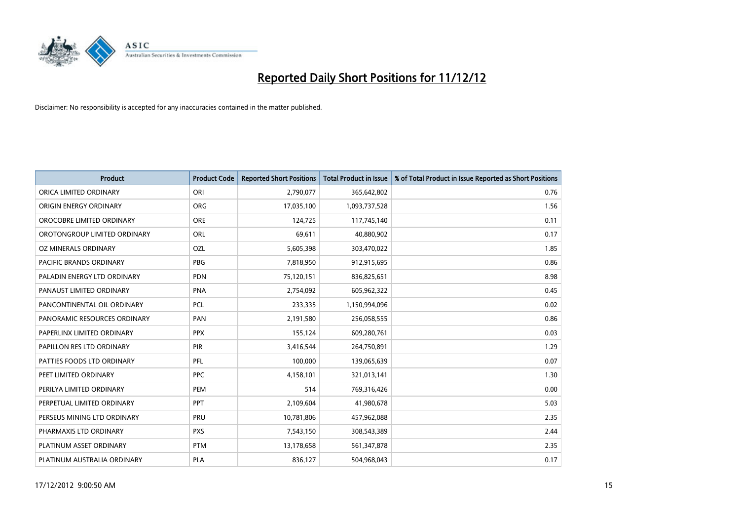# Reported Daily Short Positions for 11/12/12

Disclaimer: No responsibility is accepted for any inaccuracies contained in the matter published.

| Product | Product Code | Reported Short Positions | Total Product in Issue | % of Total Product in Issue Reported as Short Positions |
|---|---|---|---|---|
| ORICA LIMITED ORDINARY | ORI | 2,790,077 | 365,642,802 | 0.76 |
| ORIGIN ENERGY ORDINARY | ORG | 17,035,100 | 1,093,737,528 | 1.56 |
| OROCOBRE LIMITED ORDINARY | ORE | 124,725 | 117,745,140 | 0.11 |
| OROTONGROUP LIMITED ORDINARY | ORL | 69,611 | 40,880,902 | 0.17 |
| OZ MINERALS ORDINARY | OZL | 5,605,398 | 303,470,022 | 1.85 |
| PACIFIC BRANDS ORDINARY | PBG | 7,818,950 | 912,915,695 | 0.86 |
| PALADIN ENERGY LTD ORDINARY | PDN | 75,120,151 | 836,825,651 | 8.98 |
| PANAUST LIMITED ORDINARY | PNA | 2,754,092 | 605,962,322 | 0.45 |
| PANCONTINENTAL OIL ORDINARY | PCL | 233,335 | 1,150,994,096 | 0.02 |
| PANORAMIC RESOURCES ORDINARY | PAN | 2,191,580 | 256,058,555 | 0.86 |
| PAPERLINX LIMITED ORDINARY | PPX | 155,124 | 609,280,761 | 0.03 |
| PAPILLON RES LTD ORDINARY | PIR | 3,416,544 | 264,750,891 | 1.29 |
| PATTIES FOODS LTD ORDINARY | PFL | 100,000 | 139,065,639 | 0.07 |
| PEET LIMITED ORDINARY | PPC | 4,158,101 | 321,013,141 | 1.30 |
| PERILYA LIMITED ORDINARY | PEM | 514 | 769,316,426 | 0.00 |
| PERPETUAL LIMITED ORDINARY | PPT | 2,109,604 | 41,980,678 | 5.03 |
| PERSEUS MINING LTD ORDINARY | PRU | 10,781,806 | 457,962,088 | 2.35 |
| PHARMAXIS LTD ORDINARY | PXS | 7,543,150 | 308,543,389 | 2.44 |
| PLATINUM ASSET ORDINARY | PTM | 13,178,658 | 561,347,878 | 2.35 |
| PLATINUM AUSTRALIA ORDINARY | PLA | 836,127 | 504,968,043 | 0.17 |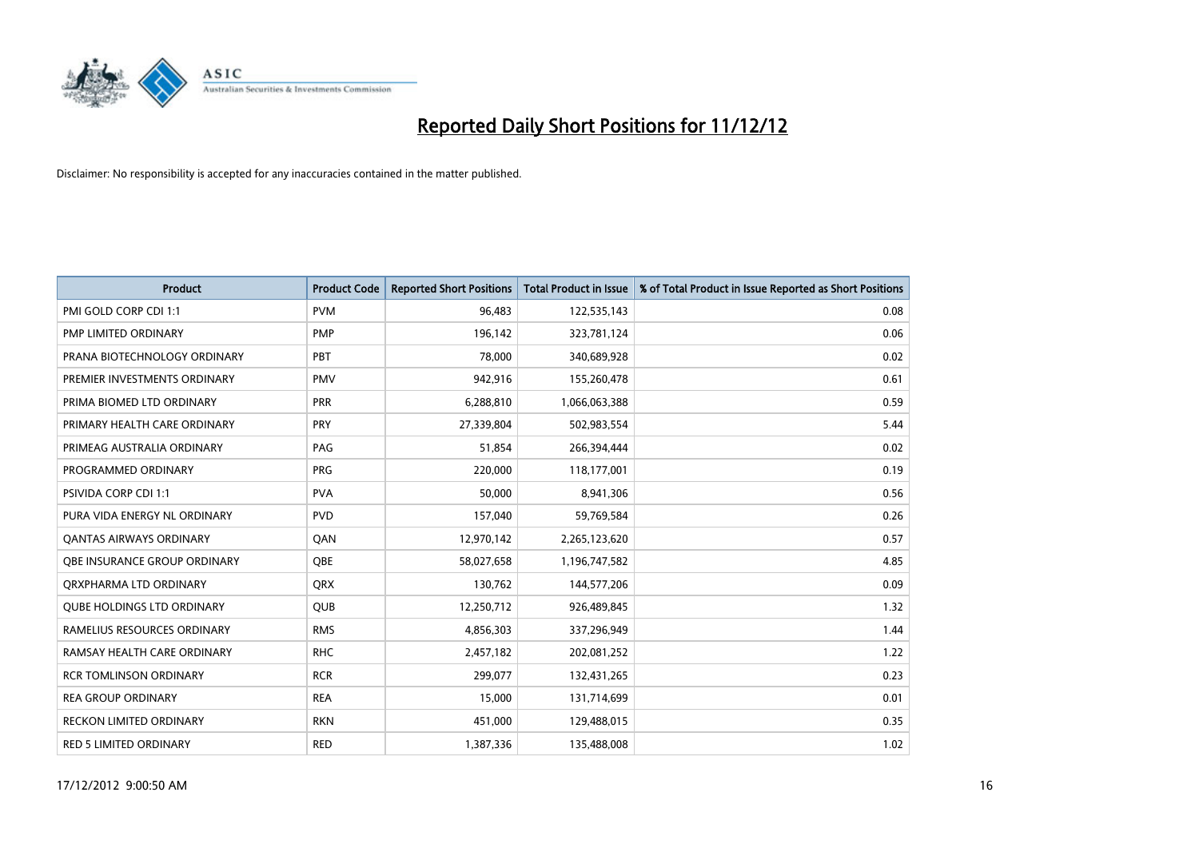# Reported Daily Short Positions for 11/12/12

Disclaimer: No responsibility is accepted for any inaccuracies contained in the matter published.

| Product | Product Code | Reported Short Positions | Total Product in Issue | % of Total Product in Issue Reported as Short Positions |
|---|---|---|---|---|
| PMI GOLD CORP CDI 1:1 | PVM | 96,483 | 122,535,143 | 0.08 |
| PMP LIMITED ORDINARY | PMP | 196,142 | 323,781,124 | 0.06 |
| PRANA BIOTECHNOLOGY ORDINARY | PBT | 78,000 | 340,689,928 | 0.02 |
| PREMIER INVESTMENTS ORDINARY | PMV | 942,916 | 155,260,478 | 0.61 |
| PRIMA BIOMED LTD ORDINARY | PRR | 6,288,810 | 1,066,063,388 | 0.59 |
| PRIMARY HEALTH CARE ORDINARY | PRY | 27,339,804 | 502,983,554 | 5.44 |
| PRIMEAG AUSTRALIA ORDINARY | PAG | 51,854 | 266,394,444 | 0.02 |
| PROGRAMMED ORDINARY | PRG | 220,000 | 118,177,001 | 0.19 |
| PSIVIDA CORP CDI 1:1 | PVA | 50,000 | 8,941,306 | 0.56 |
| PURA VIDA ENERGY NL ORDINARY | PVD | 157,040 | 59,769,584 | 0.26 |
| QANTAS AIRWAYS ORDINARY | QAN | 12,970,142 | 2,265,123,620 | 0.57 |
| QBE INSURANCE GROUP ORDINARY | QBE | 58,027,658 | 1,196,747,582 | 4.85 |
| QRXPHARMA LTD ORDINARY | QRX | 130,762 | 144,577,206 | 0.09 |
| QUBE HOLDINGS LTD ORDINARY | QUB | 12,250,712 | 926,489,845 | 1.32 |
| RAMELIUS RESOURCES ORDINARY | RMS | 4,856,303 | 337,296,949 | 1.44 |
| RAMSAY HEALTH CARE ORDINARY | RHC | 2,457,182 | 202,081,252 | 1.22 |
| RCR TOMLINSON ORDINARY | RCR | 299,077 | 132,431,265 | 0.23 |
| REA GROUP ORDINARY | REA | 15,000 | 131,714,699 | 0.01 |
| RECKON LIMITED ORDINARY | RKN | 451,000 | 129,488,015 | 0.35 |
| RED 5 LIMITED ORDINARY | RED | 1,387,336 | 135,488,008 | 1.02 |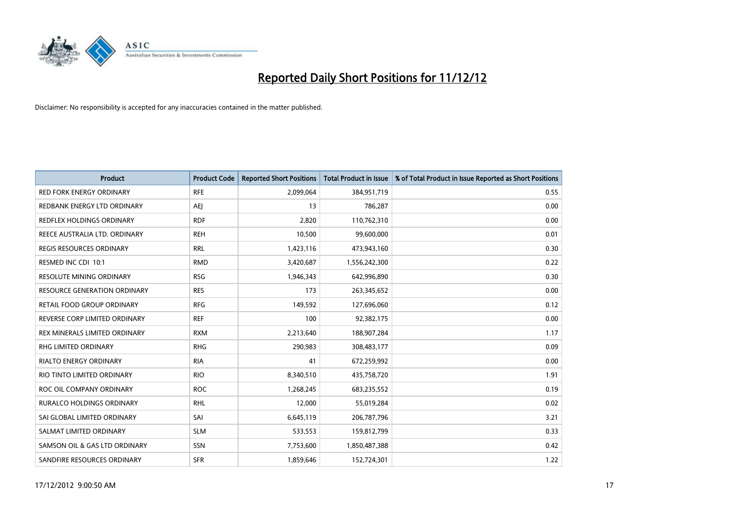# Reported Daily Short Positions for 11/12/12

Disclaimer: No responsibility is accepted for any inaccuracies contained in the matter published.

| Product | Product Code | Reported Short Positions | Total Product in Issue | % of Total Product in Issue Reported as Short Positions |
|---|---|---|---|---|
| RED FORK ENERGY ORDINARY | RFE | 2,099,064 | 384,951,719 | 0.55 |
| REDBANK ENERGY LTD ORDINARY | AEJ | 13 | 786,287 | 0.00 |
| REDFLEX HOLDINGS ORDINARY | RDF | 2,820 | 110,762,310 | 0.00 |
| REECE AUSTRALIA LTD. ORDINARY | REH | 10,500 | 99,600,000 | 0.01 |
| REGIS RESOURCES ORDINARY | RRL | 1,423,116 | 473,943,160 | 0.30 |
| RESMED INC CDI 10:1 | RMD | 3,420,687 | 1,556,242,300 | 0.22 |
| RESOLUTE MINING ORDINARY | RSG | 1,946,343 | 642,996,890 | 0.30 |
| RESOURCE GENERATION ORDINARY | RES | 173 | 263,345,652 | 0.00 |
| RETAIL FOOD GROUP ORDINARY | RFG | 149,592 | 127,696,060 | 0.12 |
| REVERSE CORP LIMITED ORDINARY | REF | 100 | 92,382,175 | 0.00 |
| REX MINERALS LIMITED ORDINARY | RXM | 2,213,640 | 188,907,284 | 1.17 |
| RHG LIMITED ORDINARY | RHG | 290,983 | 308,483,177 | 0.09 |
| RIALTO ENERGY ORDINARY | RIA | 41 | 672,259,992 | 0.00 |
| RIO TINTO LIMITED ORDINARY | RIO | 8,340,510 | 435,758,720 | 1.91 |
| ROC OIL COMPANY ORDINARY | ROC | 1,268,245 | 683,235,552 | 0.19 |
| RURALCO HOLDINGS ORDINARY | RHL | 12,000 | 55,019,284 | 0.02 |
| SAI GLOBAL LIMITED ORDINARY | SAI | 6,645,119 | 206,787,796 | 3.21 |
| SALMAT LIMITED ORDINARY | SLM | 533,553 | 159,812,799 | 0.33 |
| SAMSON OIL & GAS LTD ORDINARY | SSN | 7,753,600 | 1,850,487,388 | 0.42 |
| SANDFIRE RESOURCES ORDINARY | SFR | 1,859,646 | 152,724,301 | 1.22 |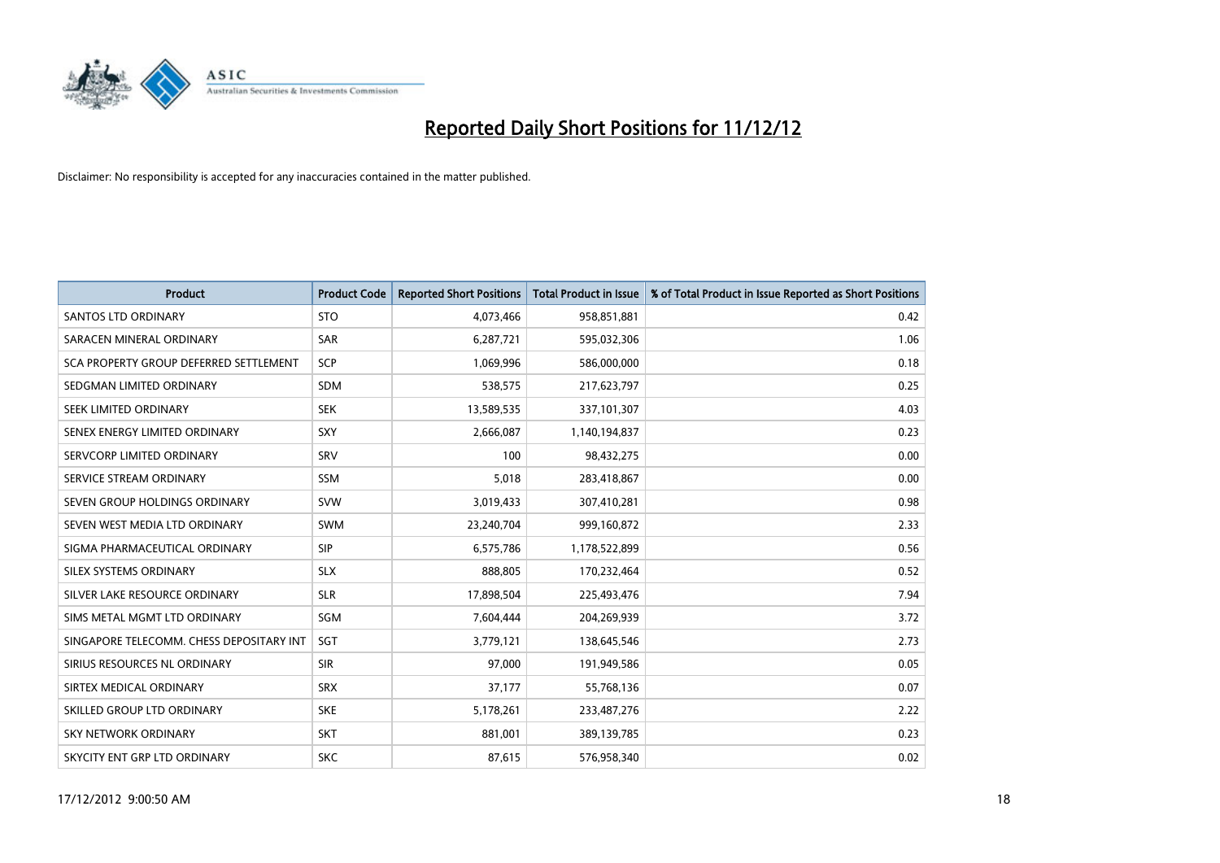# Reported Daily Short Positions for 11/12/12

Disclaimer: No responsibility is accepted for any inaccuracies contained in the matter published.

| Product | Product Code | Reported Short Positions | Total Product in Issue | % of Total Product in Issue Reported as Short Positions |
|---|---|---|---|---|
| SANTOS LTD ORDINARY | STO | 4,073,466 | 958,851,881 | 0.42 |
| SARACEN MINERAL ORDINARY | SAR | 6,287,721 | 595,032,306 | 1.06 |
| SCA PROPERTY GROUP DEFERRED SETTLEMENT | SCP | 1,069,996 | 586,000,000 | 0.18 |
| SEDGMAN LIMITED ORDINARY | SDM | 538,575 | 217,623,797 | 0.25 |
| SEEK LIMITED ORDINARY | SEK | 13,589,535 | 337,101,307 | 4.03 |
| SENEX ENERGY LIMITED ORDINARY | SXY | 2,666,087 | 1,140,194,837 | 0.23 |
| SERVCORP LIMITED ORDINARY | SRV | 100 | 98,432,275 | 0.00 |
| SERVICE STREAM ORDINARY | SSM | 5,018 | 283,418,867 | 0.00 |
| SEVEN GROUP HOLDINGS ORDINARY | SVW | 3,019,433 | 307,410,281 | 0.98 |
| SEVEN WEST MEDIA LTD ORDINARY | SWM | 23,240,704 | 999,160,872 | 2.33 |
| SIGMA PHARMACEUTICAL ORDINARY | SIP | 6,575,786 | 1,178,522,899 | 0.56 |
| SILEX SYSTEMS ORDINARY | SLX | 888,805 | 170,232,464 | 0.52 |
| SILVER LAKE RESOURCE ORDINARY | SLR | 17,898,504 | 225,493,476 | 7.94 |
| SIMS METAL MGMT LTD ORDINARY | SGM | 7,604,444 | 204,269,939 | 3.72 |
| SINGAPORE TELECOMM. CHESS DEPOSITARY INT | SGT | 3,779,121 | 138,645,546 | 2.73 |
| SIRIUS RESOURCES NL ORDINARY | SIR | 97,000 | 191,949,586 | 0.05 |
| SIRTEX MEDICAL ORDINARY | SRX | 37,177 | 55,768,136 | 0.07 |
| SKILLED GROUP LTD ORDINARY | SKE | 5,178,261 | 233,487,276 | 2.22 |
| SKY NETWORK ORDINARY | SKT | 881,001 | 389,139,785 | 0.23 |
| SKYCITY ENT GRP LTD ORDINARY | SKC | 87,615 | 576,958,340 | 0.02 |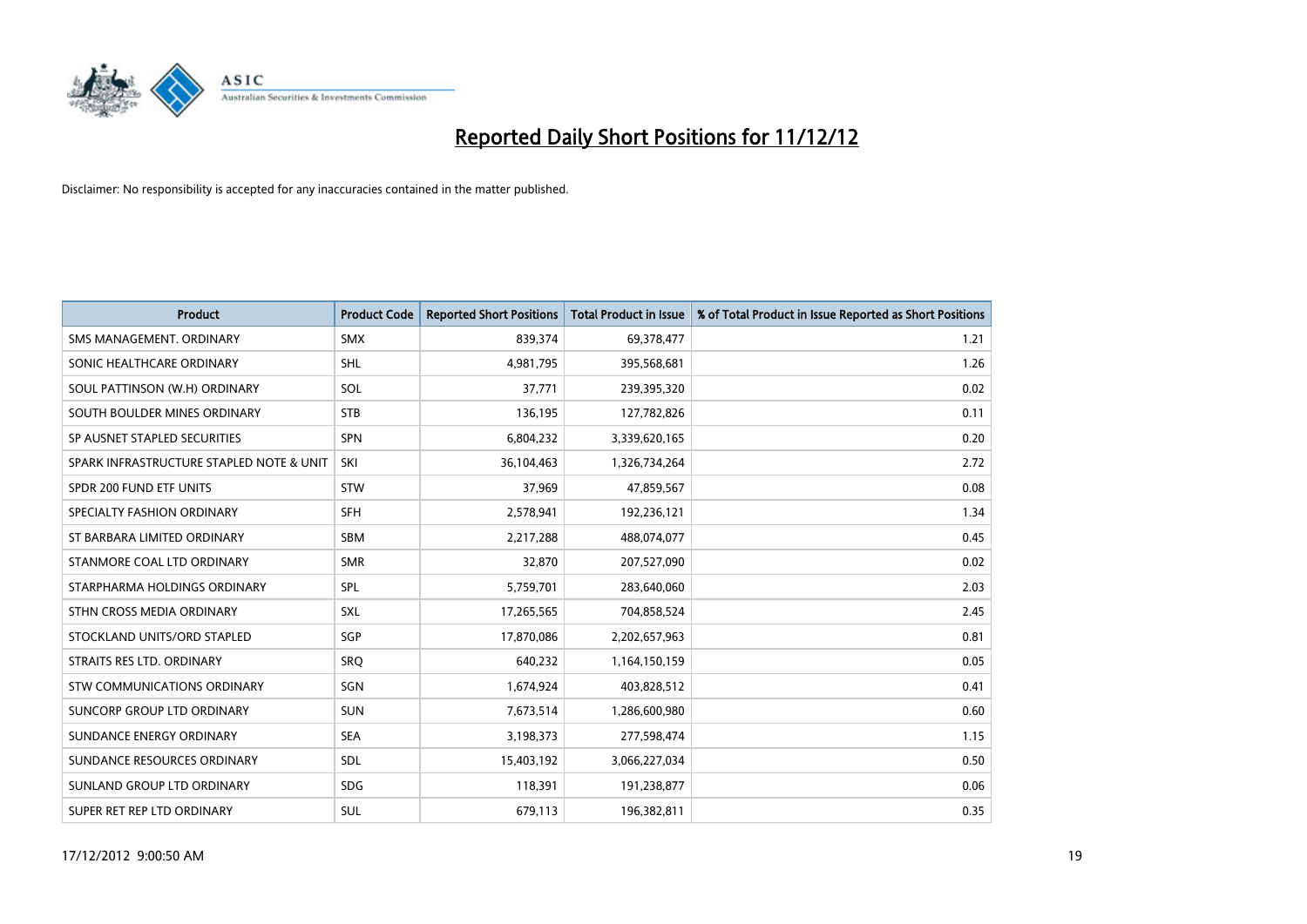# Reported Daily Short Positions for 11/12/12

Disclaimer: No responsibility is accepted for any inaccuracies contained in the matter published.

| Product | Product Code | Reported Short Positions | Total Product in Issue | % of Total Product in Issue Reported as Short Positions |
|---|---|---|---|---|
| SMS MANAGEMENT. ORDINARY | SMX | 839,374 | 69,378,477 | 1.21 |
| SONIC HEALTHCARE ORDINARY | SHL | 4,981,795 | 395,568,681 | 1.26 |
| SOUL PATTINSON (W.H) ORDINARY | SOL | 37,771 | 239,395,320 | 0.02 |
| SOUTH BOULDER MINES ORDINARY | STB | 136,195 | 127,782,826 | 0.11 |
| SP AUSNET STAPLED SECURITIES | SPN | 6,804,232 | 3,339,620,165 | 0.20 |
| SPARK INFRASTRUCTURE STAPLED NOTE & UNIT | SKI | 36,104,463 | 1,326,734,264 | 2.72 |
| SPDR 200 FUND ETF UNITS | STW | 37,969 | 47,859,567 | 0.08 |
| SPECIALTY FASHION ORDINARY | SFH | 2,578,941 | 192,236,121 | 1.34 |
| ST BARBARA LIMITED ORDINARY | SBM | 2,217,288 | 488,074,077 | 0.45 |
| STANMORE COAL LTD ORDINARY | SMR | 32,870 | 207,527,090 | 0.02 |
| STARPHARMA HOLDINGS ORDINARY | SPL | 5,759,701 | 283,640,060 | 2.03 |
| STHN CROSS MEDIA ORDINARY | SXL | 17,265,565 | 704,858,524 | 2.45 |
| STOCKLAND UNITS/ORD STAPLED | SGP | 17,870,086 | 2,202,657,963 | 0.81 |
| STRAITS RES LTD. ORDINARY | SRQ | 640,232 | 1,164,150,159 | 0.05 |
| STW COMMUNICATIONS ORDINARY | SGN | 1,674,924 | 403,828,512 | 0.41 |
| SUNCORP GROUP LTD ORDINARY | SUN | 7,673,514 | 1,286,600,980 | 0.60 |
| SUNDANCE ENERGY ORDINARY | SEA | 3,198,373 | 277,598,474 | 1.15 |
| SUNDANCE RESOURCES ORDINARY | SDL | 15,403,192 | 3,066,227,034 | 0.50 |
| SUNLAND GROUP LTD ORDINARY | SDG | 118,391 | 191,238,877 | 0.06 |
| SUPER RET REP LTD ORDINARY | SUL | 679,113 | 196,382,811 | 0.35 |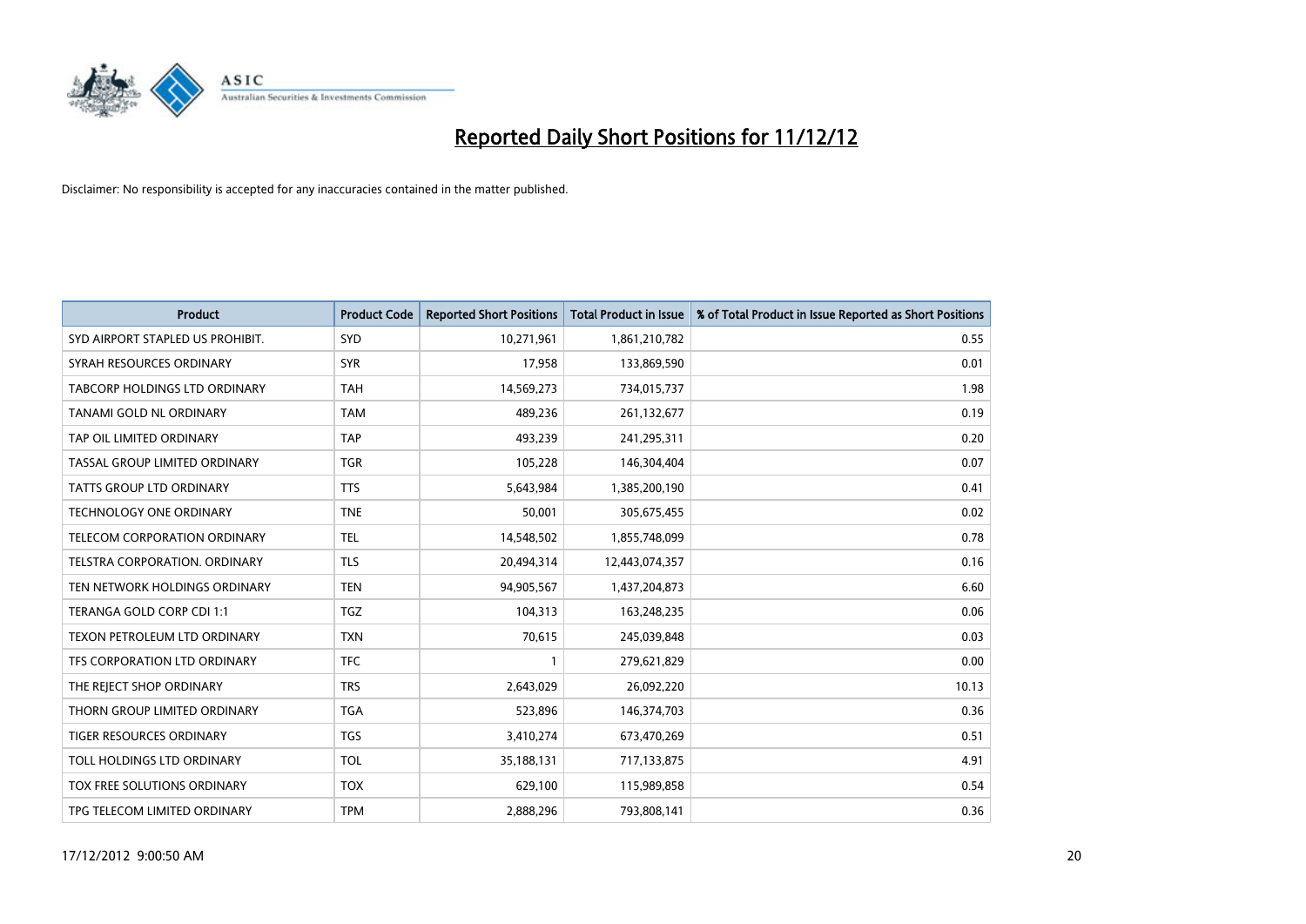# Reported Daily Short Positions for 11/12/12

Disclaimer: No responsibility is accepted for any inaccuracies contained in the matter published.

| Product | Product Code | Reported Short Positions | Total Product in Issue | % of Total Product in Issue Reported as Short Positions |
|---|---|---|---|---|
| SYD AIRPORT STAPLED US PROHIBIT. | SYD | 10,271,961 | 1,861,210,782 | 0.55 |
| SYRAH RESOURCES ORDINARY | SYR | 17,958 | 133,869,590 | 0.01 |
| TABCORP HOLDINGS LTD ORDINARY | TAH | 14,569,273 | 734,015,737 | 1.98 |
| TANAMI GOLD NL ORDINARY | TAM | 489,236 | 261,132,677 | 0.19 |
| TAP OIL LIMITED ORDINARY | TAP | 493,239 | 241,295,311 | 0.20 |
| TASSAL GROUP LIMITED ORDINARY | TGR | 105,228 | 146,304,404 | 0.07 |
| TATTS GROUP LTD ORDINARY | TTS | 5,643,984 | 1,385,200,190 | 0.41 |
| TECHNOLOGY ONE ORDINARY | TNE | 50,001 | 305,675,455 | 0.02 |
| TELECOM CORPORATION ORDINARY | TEL | 14,548,502 | 1,855,748,099 | 0.78 |
| TELSTRA CORPORATION. ORDINARY | TLS | 20,494,314 | 12,443,074,357 | 0.16 |
| TEN NETWORK HOLDINGS ORDINARY | TEN | 94,905,567 | 1,437,204,873 | 6.60 |
| TERANGA GOLD CORP CDI 1:1 | TGZ | 104,313 | 163,248,235 | 0.06 |
| TEXON PETROLEUM LTD ORDINARY | TXN | 70,615 | 245,039,848 | 0.03 |
| TFS CORPORATION LTD ORDINARY | TFC | 1 | 279,621,829 | 0.00 |
| THE REJECT SHOP ORDINARY | TRS | 2,643,029 | 26,092,220 | 10.13 |
| THORN GROUP LIMITED ORDINARY | TGA | 523,896 | 146,374,703 | 0.36 |
| TIGER RESOURCES ORDINARY | TGS | 3,410,274 | 673,470,269 | 0.51 |
| TOLL HOLDINGS LTD ORDINARY | TOL | 35,188,131 | 717,133,875 | 4.91 |
| TOX FREE SOLUTIONS ORDINARY | TOX | 629,100 | 115,989,858 | 0.54 |
| TPG TELECOM LIMITED ORDINARY | TPM | 2,888,296 | 793,808,141 | 0.36 |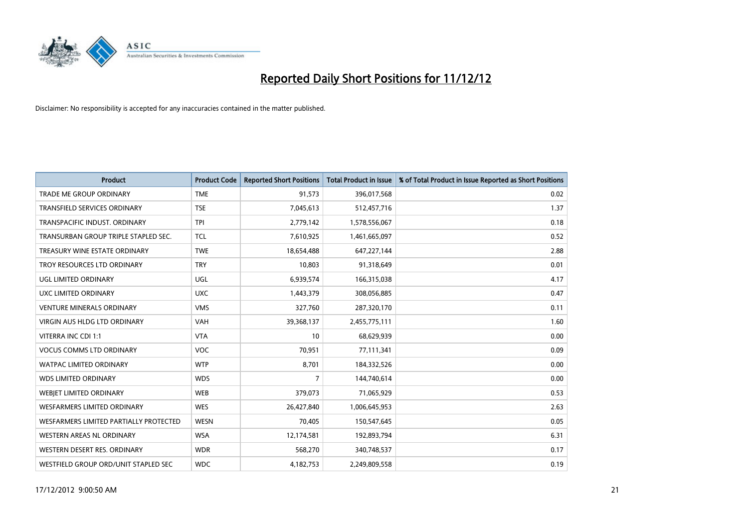# Reported Daily Short Positions for 11/12/12

Disclaimer: No responsibility is accepted for any inaccuracies contained in the matter published.

| Product | Product Code | Reported Short Positions | Total Product in Issue | % of Total Product in Issue Reported as Short Positions |
|---|---|---|---|---|
| TRADE ME GROUP ORDINARY | TME | 91,573 | 396,017,568 | 0.02 |
| TRANSFIELD SERVICES ORDINARY | TSE | 7,045,613 | 512,457,716 | 1.37 |
| TRANSPACIFIC INDUST. ORDINARY | TPI | 2,779,142 | 1,578,556,067 | 0.18 |
| TRANSURBAN GROUP TRIPLE STAPLED SEC. | TCL | 7,610,925 | 1,461,665,097 | 0.52 |
| TREASURY WINE ESTATE ORDINARY | TWE | 18,654,488 | 647,227,144 | 2.88 |
| TROY RESOURCES LTD ORDINARY | TRY | 10,803 | 91,318,649 | 0.01 |
| UGL LIMITED ORDINARY | UGL | 6,939,574 | 166,315,038 | 4.17 |
| UXC LIMITED ORDINARY | UXC | 1,443,379 | 308,056,885 | 0.47 |
| VENTURE MINERALS ORDINARY | VMS | 327,760 | 287,320,170 | 0.11 |
| VIRGIN AUS HLDG LTD ORDINARY | VAH | 39,368,137 | 2,455,775,111 | 1.60 |
| VITERRA INC CDI 1:1 | VTA | 10 | 68,629,939 | 0.00 |
| VOCUS COMMS LTD ORDINARY | VOC | 70,951 | 77,111,341 | 0.09 |
| WATPAC LIMITED ORDINARY | WTP | 8,701 | 184,332,526 | 0.00 |
| WDS LIMITED ORDINARY | WDS | 7 | 144,740,614 | 0.00 |
| WEBJET LIMITED ORDINARY | WEB | 379,073 | 71,065,929 | 0.53 |
| WESFARMERS LIMITED ORDINARY | WES | 26,427,840 | 1,006,645,953 | 2.63 |
| WESFARMERS LIMITED PARTIALLY PROTECTED | WESN | 70,405 | 150,547,645 | 0.05 |
| WESTERN AREAS NL ORDINARY | WSA | 12,174,581 | 192,893,794 | 6.31 |
| WESTERN DESERT RES. ORDINARY | WDR | 568,270 | 340,748,537 | 0.17 |
| WESTFIELD GROUP ORD/UNIT STAPLED SEC | WDC | 4,182,753 | 2,249,809,558 | 0.19 |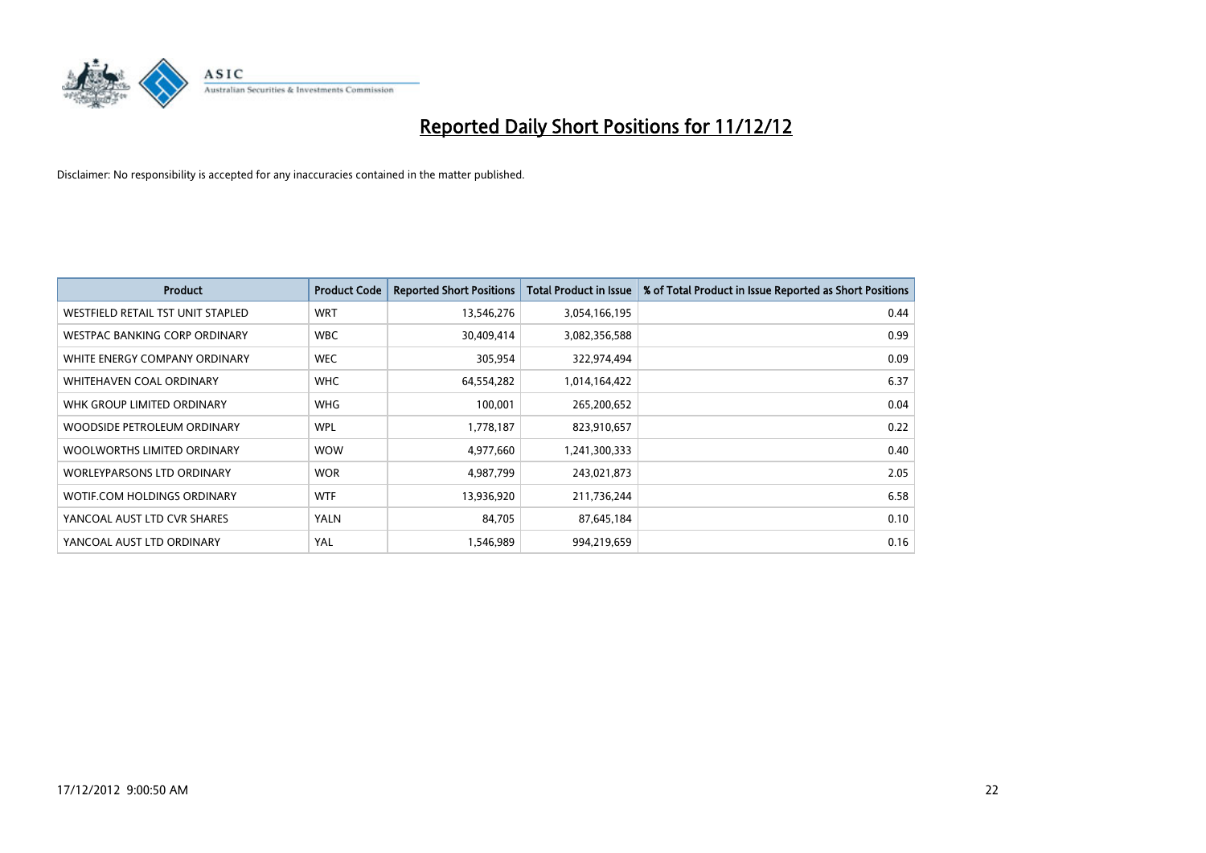# Reported Daily Short Positions for 11/12/12

Disclaimer: No responsibility is accepted for any inaccuracies contained in the matter published.

| Product | Product Code | Reported Short Positions | Total Product in Issue | % of Total Product in Issue Reported as Short Positions |
|---|---|---|---|---|
| WESTFIELD RETAIL TST UNIT STAPLED | WRT | 13,546,276 | 3,054,166,195 | 0.44 |
| WESTPAC BANKING CORP ORDINARY | WBC | 30,409,414 | 3,082,356,588 | 0.99 |
| WHITE ENERGY COMPANY ORDINARY | WEC | 305,954 | 322,974,494 | 0.09 |
| WHITEHAVEN COAL ORDINARY | WHC | 64,554,282 | 1,014,164,422 | 6.37 |
| WHK GROUP LIMITED ORDINARY | WHG | 100,001 | 265,200,652 | 0.04 |
| WOODSIDE PETROLEUM ORDINARY | WPL | 1,778,187 | 823,910,657 | 0.22 |
| WOOLWORTHS LIMITED ORDINARY | WOW | 4,977,660 | 1,241,300,333 | 0.40 |
| WORLEYPARSONS LTD ORDINARY | WOR | 4,987,799 | 243,021,873 | 2.05 |
| WOTIF.COM HOLDINGS ORDINARY | WTF | 13,936,920 | 211,736,244 | 6.58 |
| YANCOAL AUST LTD CVR SHARES | YALN | 84,705 | 87,645,184 | 0.10 |
| YANCOAL AUST LTD ORDINARY | YAL | 1,546,989 | 994,219,659 | 0.16 |